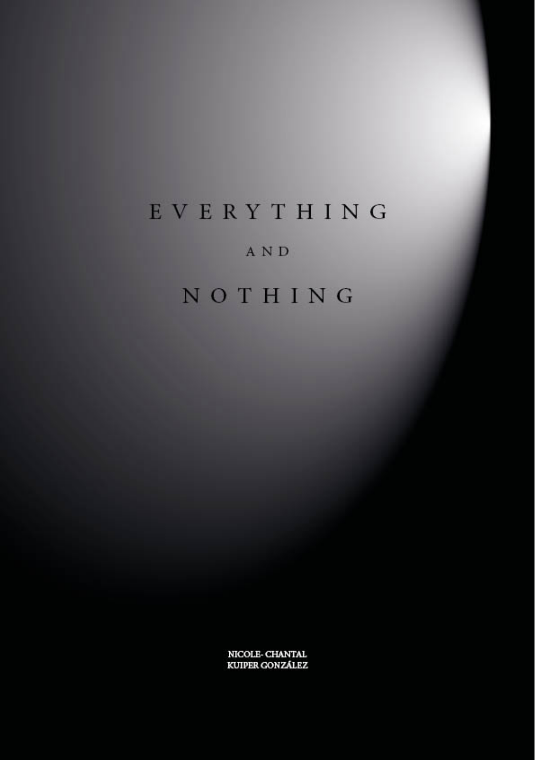# EVERYTHING

AND

# NOTHING

NICOLE- CHANTAL
KUIPER GONZÁLEZ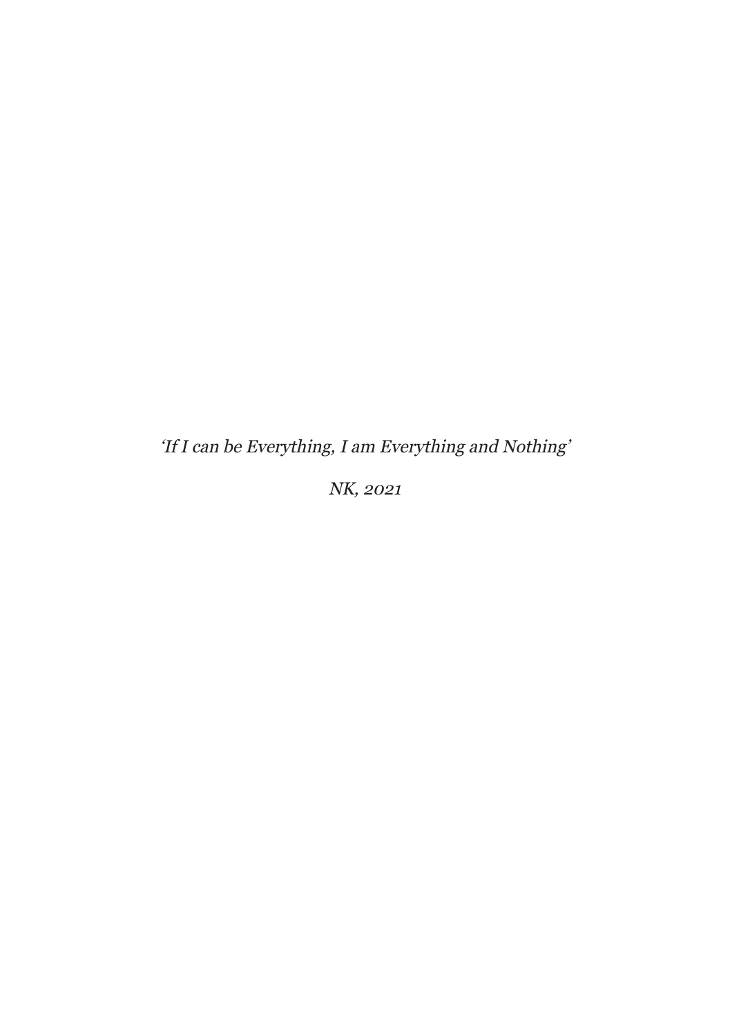*‘If I can be Everything, I am Everything and Nothing’*

*NK, 2021*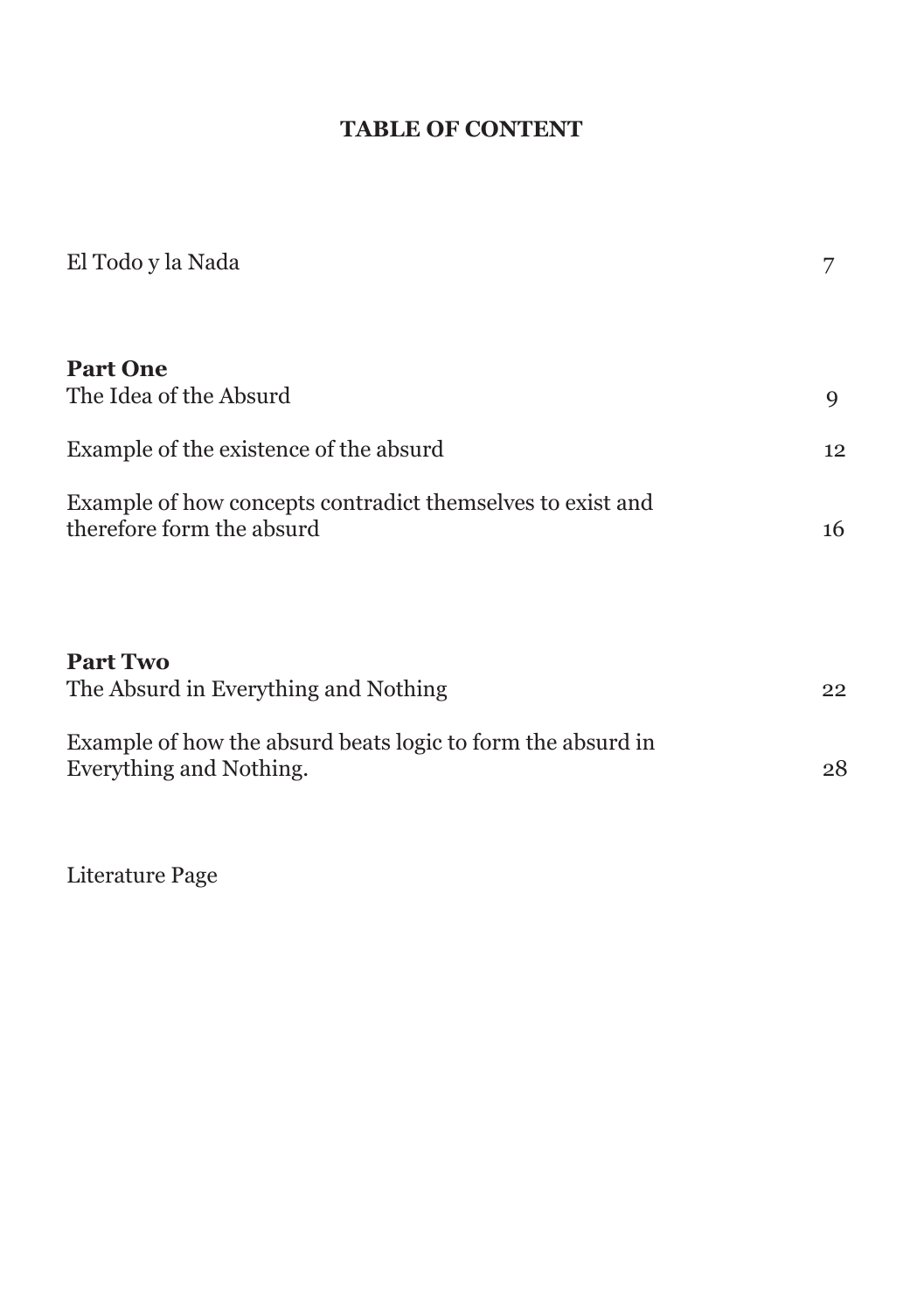# TABLE OF CONTENT

| | |
|---|---|
| El Todo y la Nada | 7 |
| **Part One** | |
| The Idea of the Absurd | 9 |
| Example of the existence of the absurd | 12 |
| Example of how concepts contradict themselves to exist and therefore form the absurd | 16 |
| **Part Two** | |
| The Absurd in Everything and Nothing | 22 |
| Example of how the absurd beats logic to form the absurd in Everything and Nothing. | 28 |
| Literature Page | |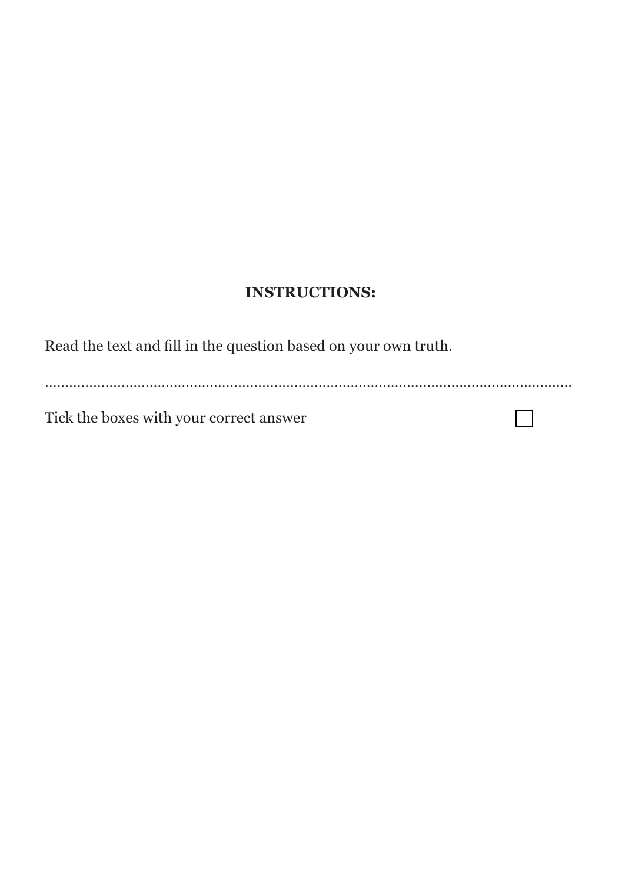**INSTRUCTIONS:**

Read the text and fill in the question based on your own truth.

.................................................................................................................................

Tick the boxes with your correct answer ☐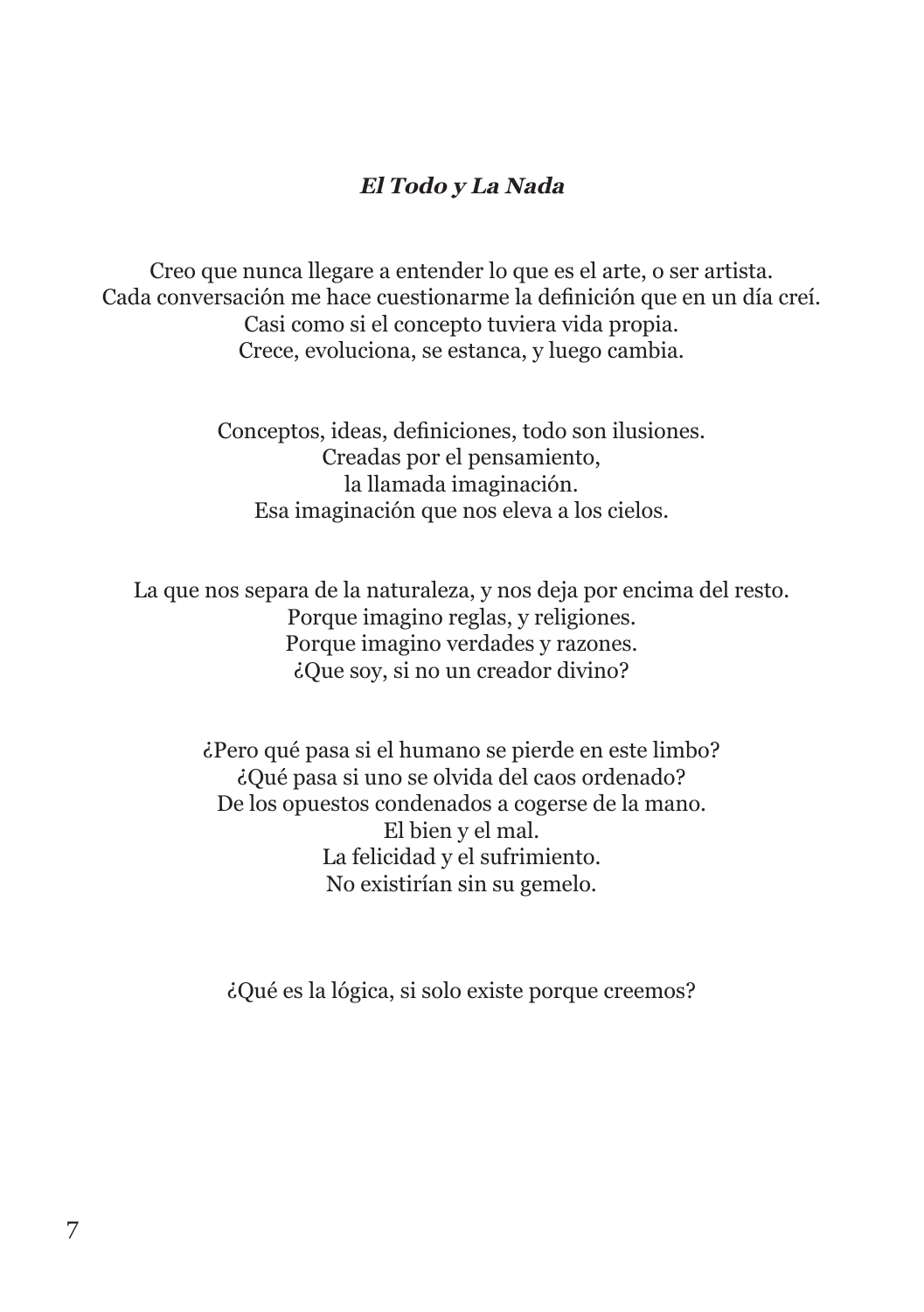### ***El Todo y La Nada***

Creo que nunca llegare a entender lo que es el arte, o ser artista.
Cada conversación me hace cuestionarme la definición que en un día creí.
Casi como si el concepto tuviera vida propia.
Crece, evoluciona, se estanca, y luego cambia.

Conceptos, ideas, definiciones, todo son ilusiones.
Creadas por el pensamiento,
la llamada imaginación.
Esa imaginación que nos eleva a los cielos.

La que nos separa de la naturaleza, y nos deja por encima del resto.
Porque imagino reglas, y religiones.
Porque imagino verdades y razones.
¿Que soy, si no un creador divino?

¿Pero qué pasa si el humano se pierde en este limbo?
¿Qué pasa si uno se olvida del caos ordenado?
De los opuestos condenados a cogerse de la mano.
El bien y el mal.
La felicidad y el sufrimiento.
No existirían sin su gemelo.

¿Qué es la lógica, si solo existe porque creemos?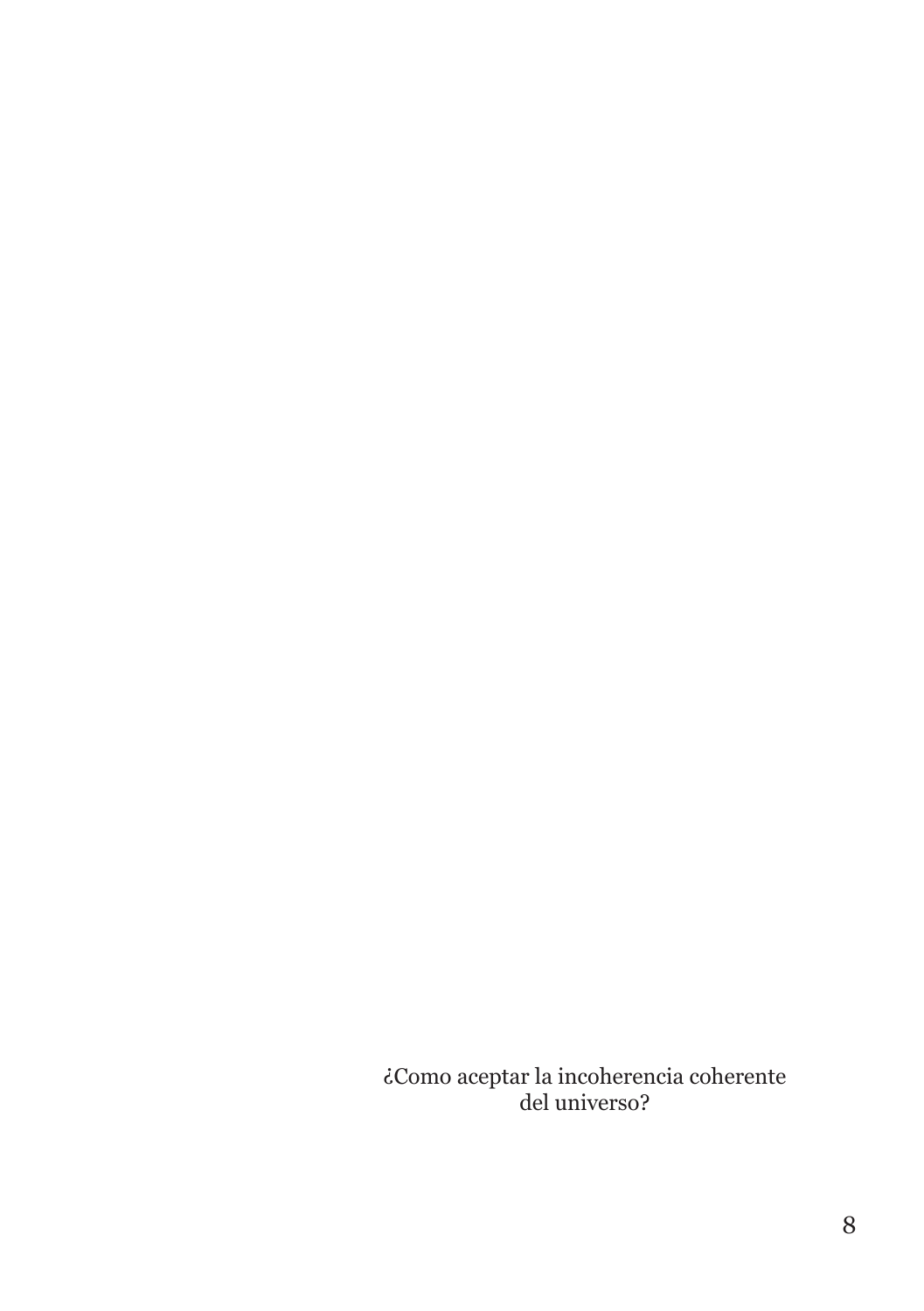¿Como aceptar la incoherencia coherente
del universo?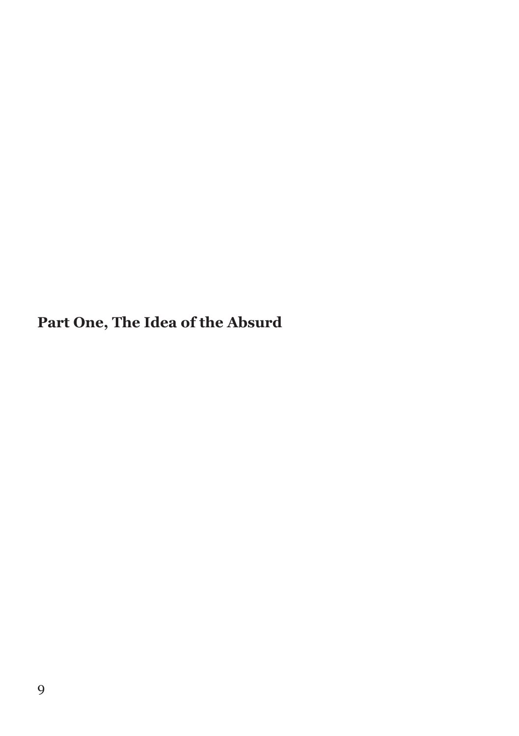# Part One, The Idea of the Absurd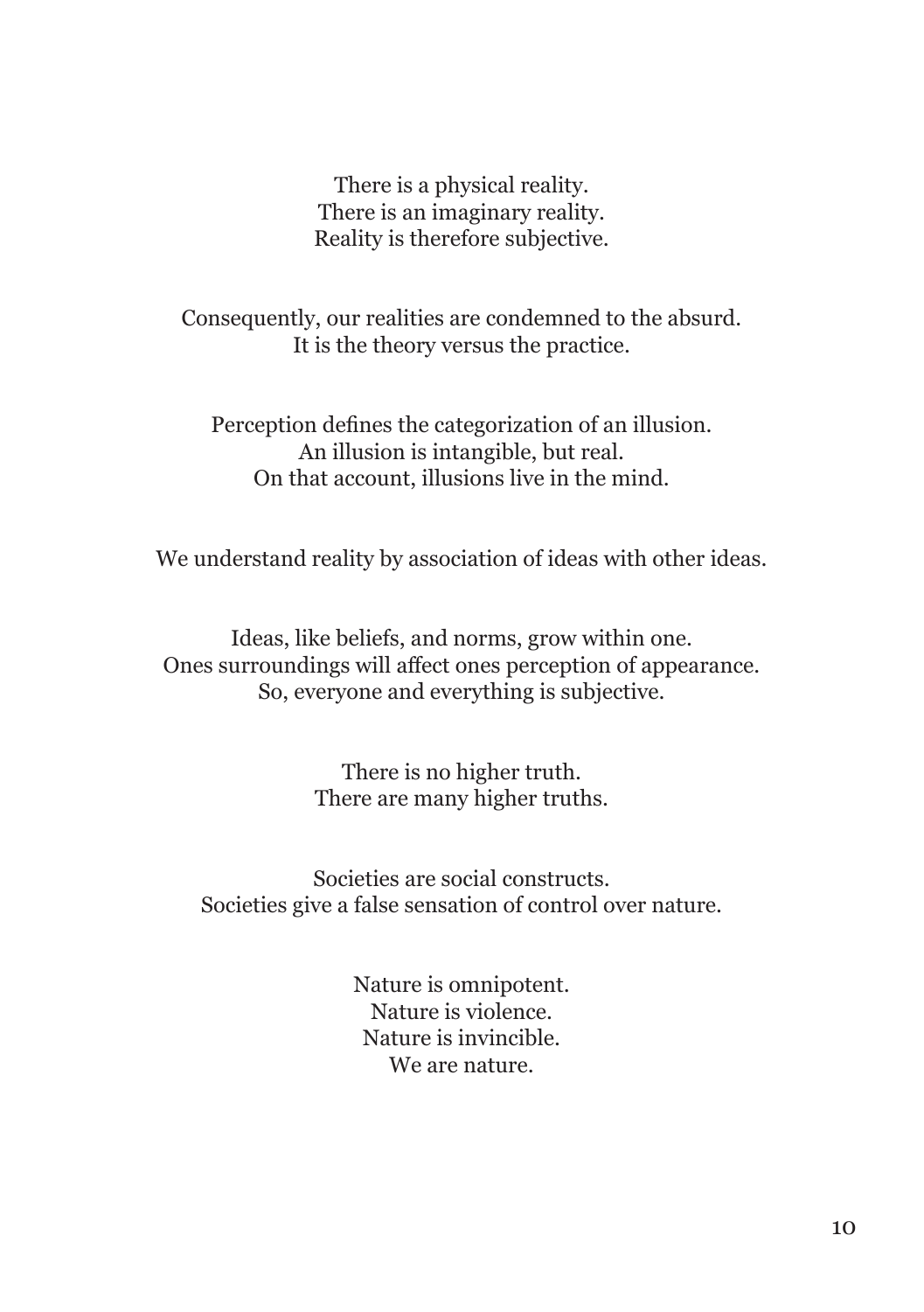There is a physical reality.
There is an imaginary reality.
Reality is therefore subjective.

Consequently, our realities are condemned to the absurd.
It is the theory versus the practice.

Perception defines the categorization of an illusion.
An illusion is intangible, but real.
On that account, illusions live in the mind.

We understand reality by association of ideas with other ideas.

Ideas, like beliefs, and norms, grow within one.
Ones surroundings will affect ones perception of appearance.
So, everyone and everything is subjective.

There is no higher truth.
There are many higher truths.

Societies are social constructs.
Societies give a false sensation of control over nature.

Nature is omnipotent.
Nature is violence.
Nature is invincible.
We are nature.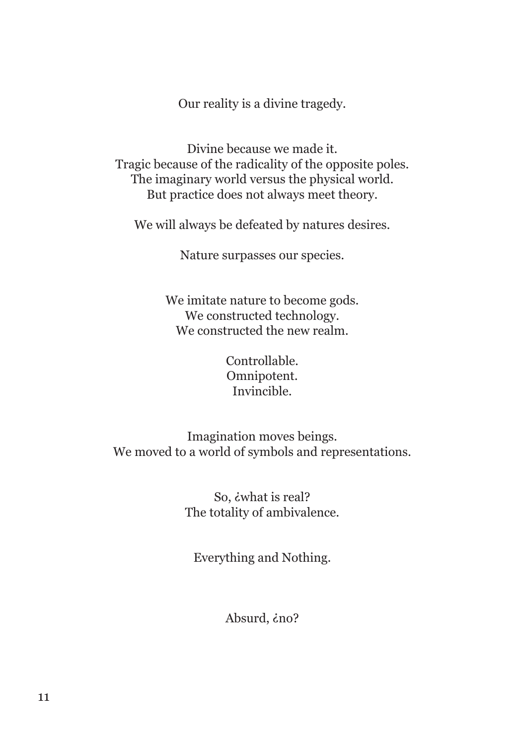Our reality is a divine tragedy.

Divine because we made it.  
Tragic because of the radicality of the opposite poles.  
The imaginary world versus the physical world.  
But practice does not always meet theory.

We will always be defeated by natures desires.

Nature surpasses our species.

We imitate nature to become gods.  
We constructed technology.  
We constructed the new realm.

Controllable.  
Omnipotent.  
Invincible.

Imagination moves beings.  
We moved to a world of symbols and representations.

So, ¿what is real?  
The totality of ambivalence.

Everything and Nothing.

Absurd, ¿no?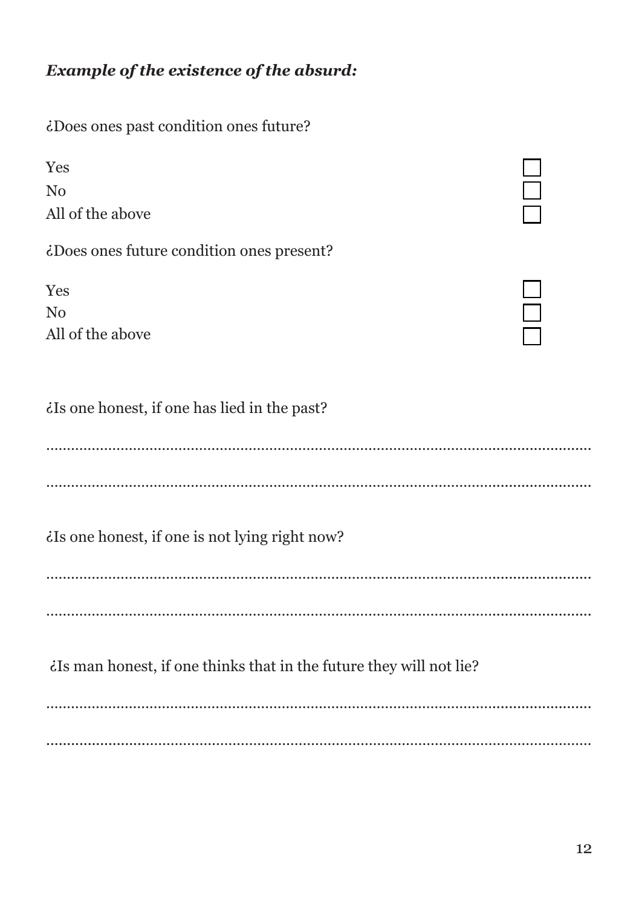***Example of the existence of the absurd:***

¿Does ones past condition ones future?

Yes ☐
No ☐
All of the above ☐

¿Does ones future condition ones present?

Yes ☐
No ☐
All of the above ☐

¿Is one honest, if one has lied in the past?

..........................................................................................................................

..........................................................................................................................

¿Is one honest, if one is not lying right now?

..........................................................................................................................

..........................................................................................................................

¿Is man honest, if one thinks that in the future they will not lie?

..........................................................................................................................

..........................................................................................................................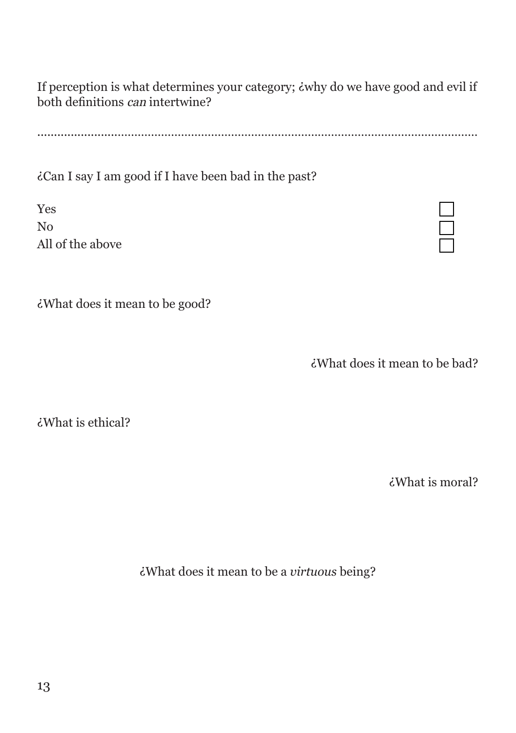If perception is what determines your category; ¿why do we have good and evil if both definitions *can* intertwine?

.............................................................................................................................

¿Can I say I am good if I have been bad in the past?

Yes ☐
No ☐
All of the above ☐

¿What does it mean to be good?

¿What does it mean to be bad?

¿What is ethical?

¿What is moral?

¿What does it mean to be a *virtuous* being?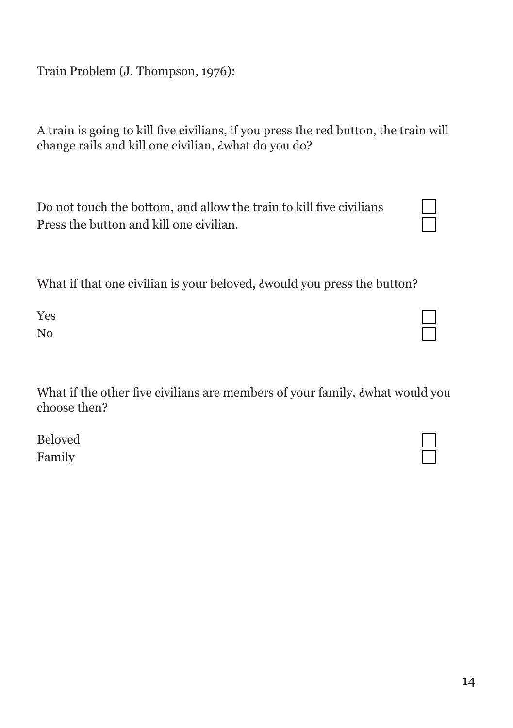Train Problem (J. Thompson, 1976):

A train is going to kill five civilians, if you press the red button, the train will change rails and kill one civilian, ¿what do you do?

- [ ] Do not touch the bottom, and allow the train to kill five civilians
- [ ] Press the button and kill one civilian.

What if that one civilian is your beloved, ¿would you press the button?

- [ ] Yes
- [ ] No

What if the other five civilians are members of your family, ¿what would you choose then?

- [ ] Beloved
- [ ] Family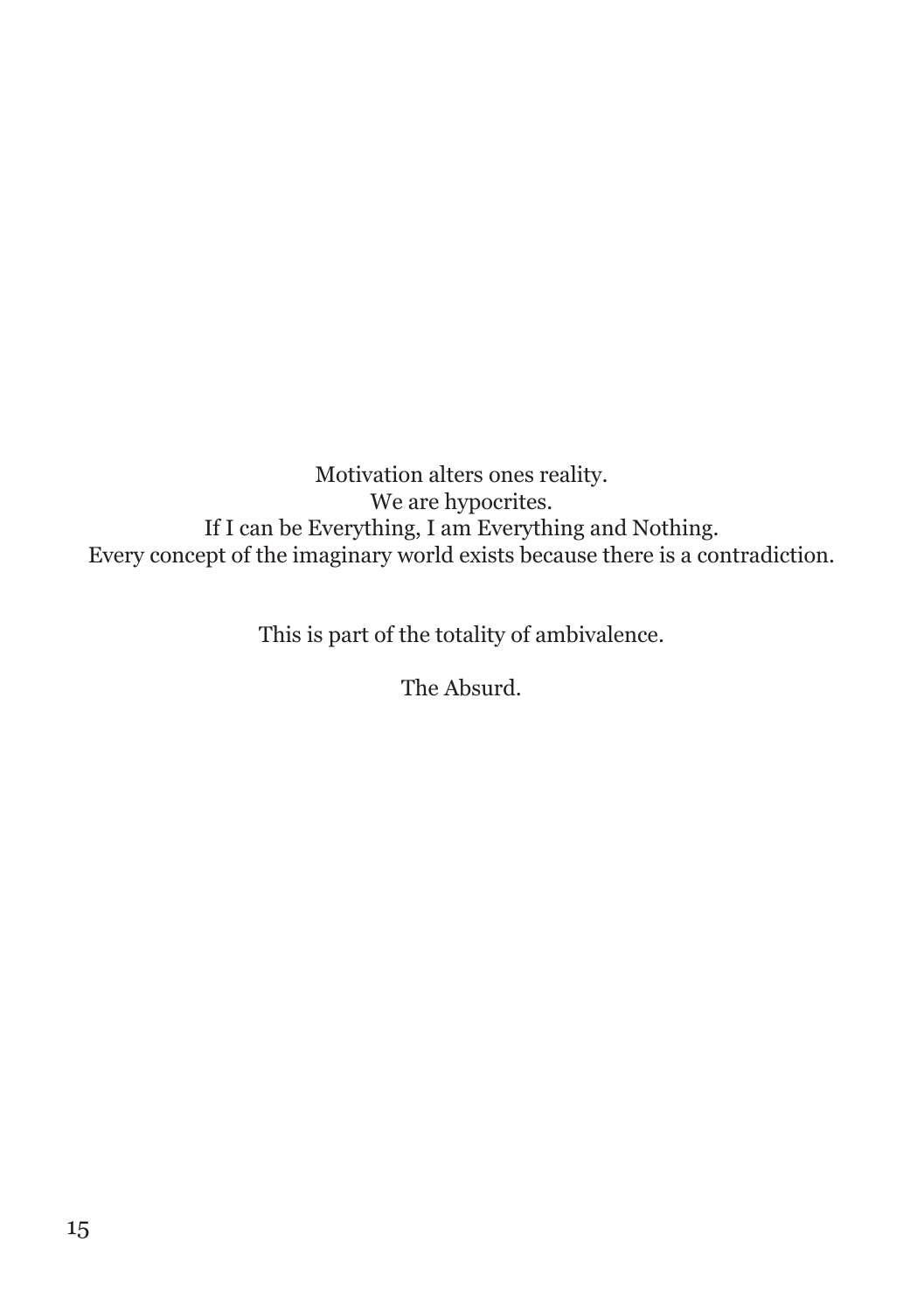Motivation alters ones reality.
We are hypocrites.
If I can be Everything, I am Everything and Nothing.
Every concept of the imaginary world exists because there is a contradiction.

This is part of the totality of ambivalence.

The Absurd.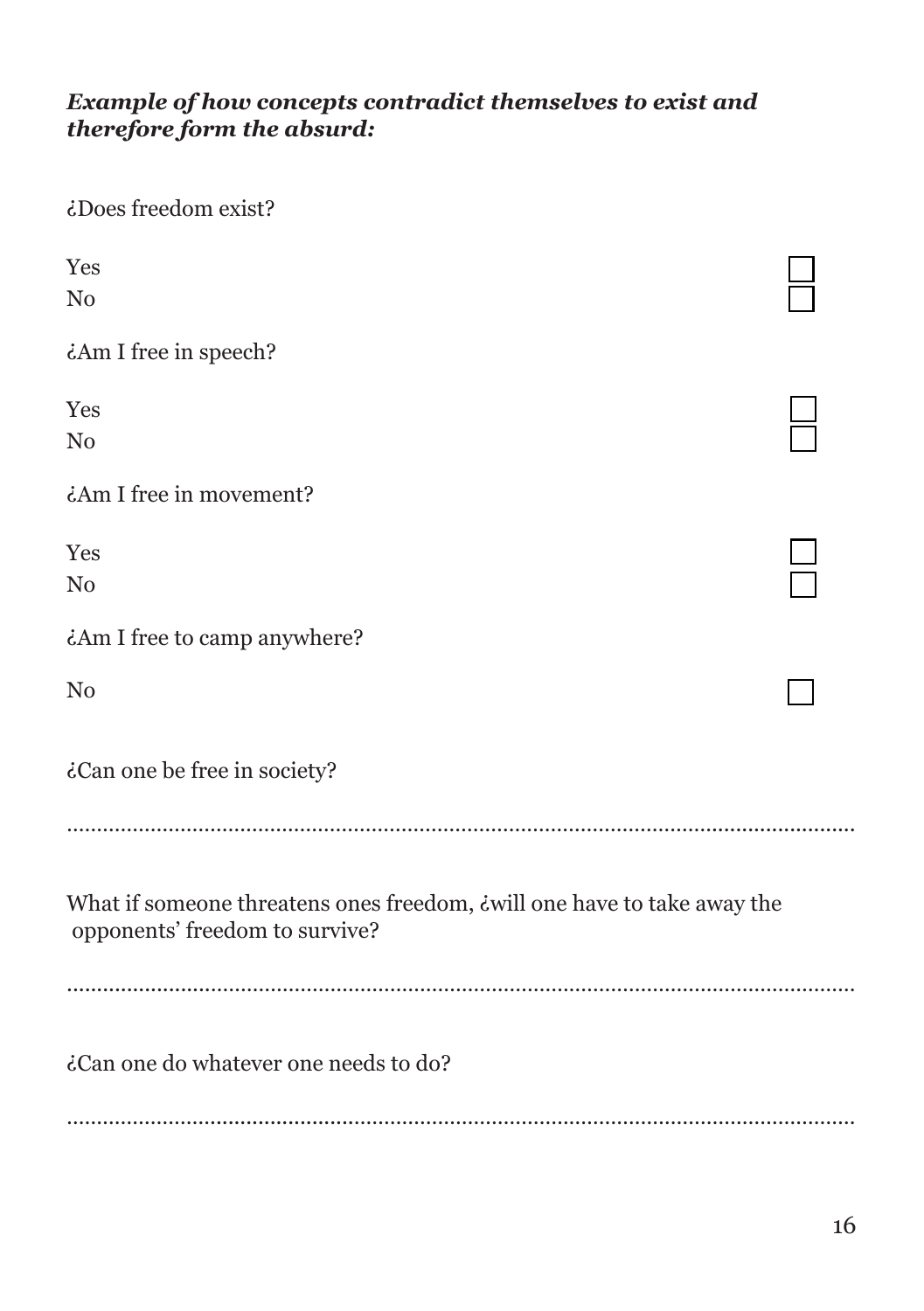***Example of how concepts contradict themselves to exist and therefore form the absurd:***

¿Does freedom exist?

Yes ☐
No ☐

¿Am I free in speech?

Yes ☐
No ☐

¿Am I free in movement?

Yes ☐
No ☐

¿Am I free to camp anywhere?

No ☐

¿Can one be free in society?

..............................................................................................................................

What if someone threatens ones freedom, ¿will one have to take away the opponents' freedom to survive?

..............................................................................................................................

¿Can one do whatever one needs to do?

..............................................................................................................................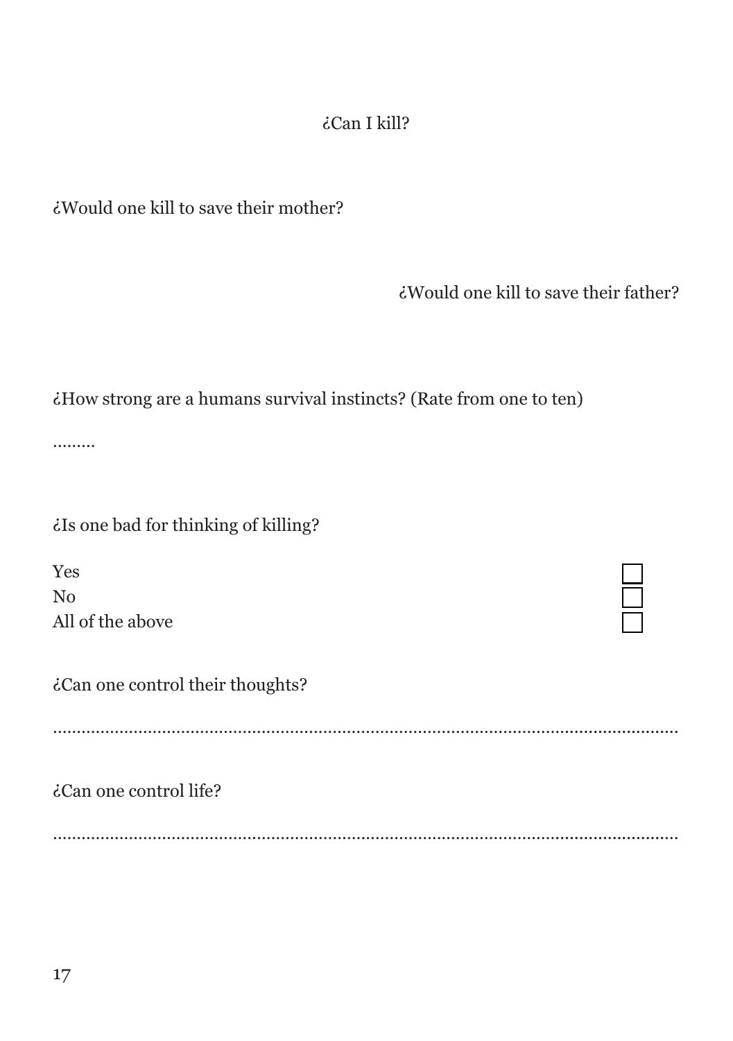# ¿Can I kill?

¿Would one kill to save their mother?

¿Would one kill to save their father?

¿How strong are a humans survival instincts? (Rate from one to ten)

.........

¿Is one bad for thinking of killing?

- Yes ☐
- No ☐
- All of the above ☐

¿Can one control their thoughts?

.......................................................................................................................

¿Can one control life?

.......................................................................................................................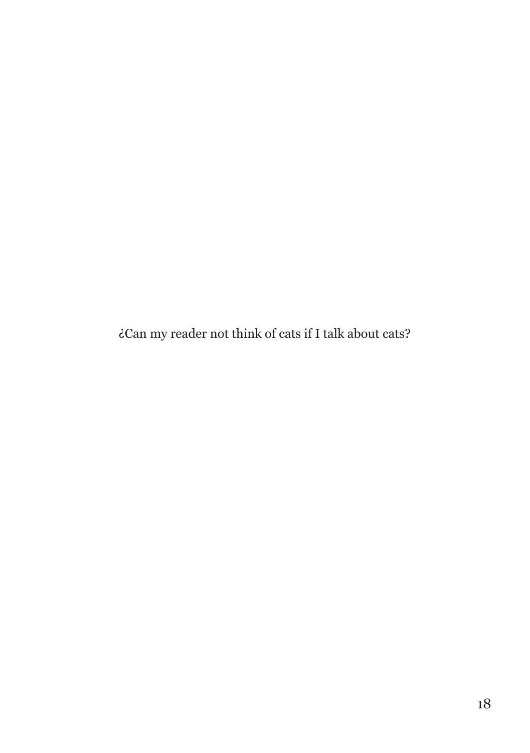¿Can my reader not think of cats if I talk about cats?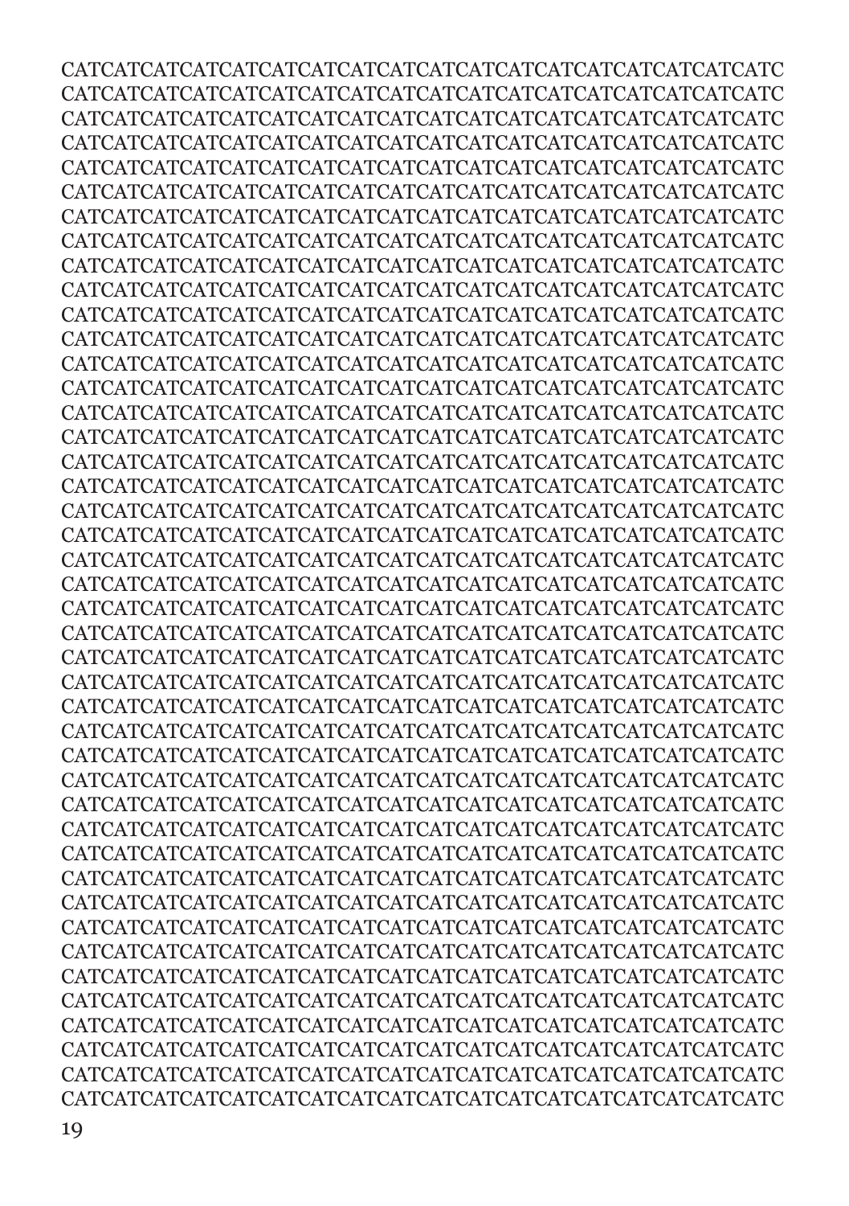CATCATCATCATCATCATCATCATCATCATCATCATCATCATCATCATCATCATCATCATC
CATCATCATCATCATCATCATCATCATCATCATCATCATCATCATCATCATCATCATCATC
CATCATCATCATCATCATCATCATCATCATCATCATCATCATCATCATCATCATCATCATC
CATCATCATCATCATCATCATCATCATCATCATCATCATCATCATCATCATCATCATCATC
CATCATCATCATCATCATCATCATCATCATCATCATCATCATCATCATCATCATCATCATC
CATCATCATCATCATCATCATCATCATCATCATCATCATCATCATCATCATCATCATCATC
CATCATCATCATCATCATCATCATCATCATCATCATCATCATCATCATCATCATCATCATC
CATCATCATCATCATCATCATCATCATCATCATCATCATCATCATCATCATCATCATCATC
CATCATCATCATCATCATCATCATCATCATCATCATCATCATCATCATCATCATCATCATC
CATCATCATCATCATCATCATCATCATCATCATCATCATCATCATCATCATCATCATCATC
CATCATCATCATCATCATCATCATCATCATCATCATCATCATCATCATCATCATCATCATC
CATCATCATCATCATCATCATCATCATCATCATCATCATCATCATCATCATCATCATCATC
CATCATCATCATCATCATCATCATCATCATCATCATCATCATCATCATCATCATCATCATC
CATCATCATCATCATCATCATCATCATCATCATCATCATCATCATCATCATCATCATCATC
CATCATCATCATCATCATCATCATCATCATCATCATCATCATCATCATCATCATCATCATC
CATCATCATCATCATCATCATCATCATCATCATCATCATCATCATCATCATCATCATCATC
CATCATCATCATCATCATCATCATCATCATCATCATCATCATCATCATCATCATCATCATC
CATCATCATCATCATCATCATCATCATCATCATCATCATCATCATCATCATCATCATCATC
CATCATCATCATCATCATCATCATCATCATCATCATCATCATCATCATCATCATCATCATC
CATCATCATCATCATCATCATCATCATCATCATCATCATCATCATCATCATCATCATCATC
CATCATCATCATCATCATCATCATCATCATCATCATCATCATCATCATCATCATCATCATC
CATCATCATCATCATCATCATCATCATCATCATCATCATCATCATCATCATCATCATCATC
CATCATCATCATCATCATCATCATCATCATCATCATCATCATCATCATCATCATCATCATC
CATCATCATCATCATCATCATCATCATCATCATCATCATCATCATCATCATCATCATCATC
CATCATCATCATCATCATCATCATCATCATCATCATCATCATCATCATCATCATCATCATC
CATCATCATCATCATCATCATCATCATCATCATCATCATCATCATCATCATCATCATCATC
CATCATCATCATCATCATCATCATCATCATCATCATCATCATCATCATCATCATCATCATC
CATCATCATCATCATCATCATCATCATCATCATCATCATCATCATCATCATCATCATCATC
CATCATCATCATCATCATCATCATCATCATCATCATCATCATCATCATCATCATCATCATC
CATCATCATCATCATCATCATCATCATCATCATCATCATCATCATCATCATCATCATCATC
CATCATCATCATCATCATCATCATCATCATCATCATCATCATCATCATCATCATCATCATC
CATCATCATCATCATCATCATCATCATCATCATCATCATCATCATCATCATCATCATCATC
CATCATCATCATCATCATCATCATCATCATCATCATCATCATCATCATCATCATCATCATC
CATCATCATCATCATCATCATCATCATCATCATCATCATCATCATCATCATCATCATCATC
CATCATCATCATCATCATCATCATCATCATCATCATCATCATCATCATCATCATCATCATC
CATCATCATCATCATCATCATCATCATCATCATCATCATCATCATCATCATCATCATCATC
CATCATCATCATCATCATCATCATCATCATCATCATCATCATCATCATCATCATCATCATC
CATCATCATCATCATCATCATCATCATCATCATCATCATCATCATCATCATCATCATCATC
CATCATCATCATCATCATCATCATCATCATCATCATCATCATCATCATCATCATCATCATC
CATCATCATCATCATCATCATCATCATCATCATCATCATCATCATCATCATCATCATCATC
CATCATCATCATCATCATCATCATCATCATCATCATCATCATCATCATCATCATCATCATC
CATCATCATCATCATCATCATCATCATCATCATCATCATCATCATCATCATCATCATCATC
CATCATCATCATCATCATCATCATCATCATCATCATCATCATCATCATCATCATCATCATC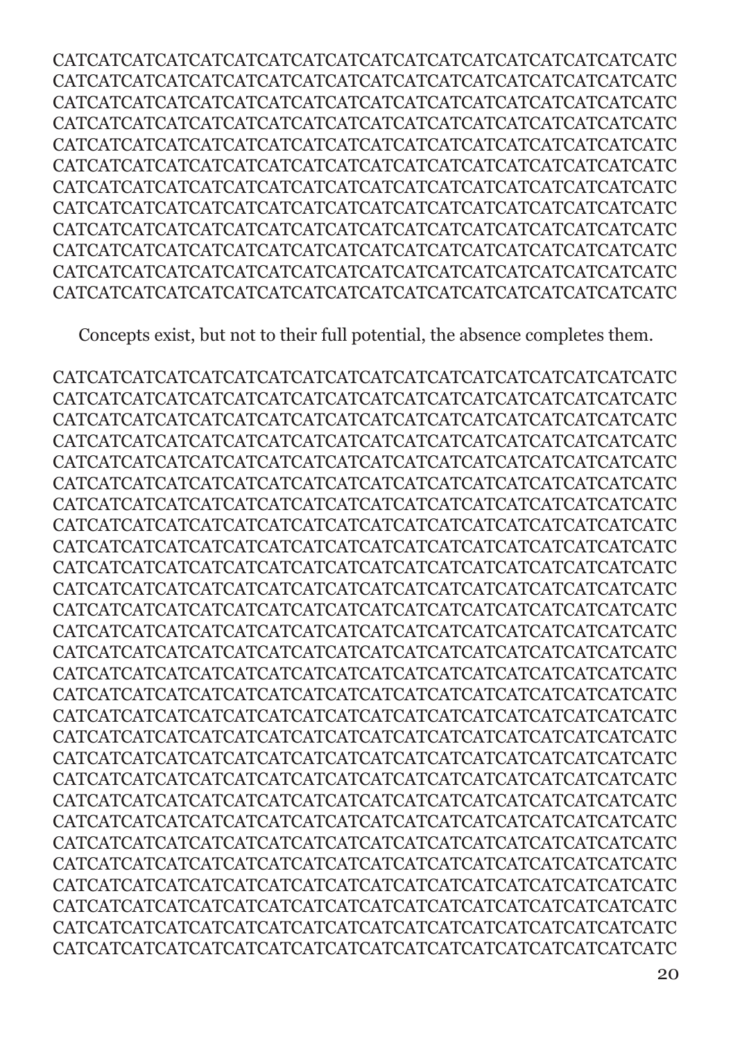CATCATCATCATCATCATCATCATCATCATCATCATCATCATCATCATCATCATC
CATCATCATCATCATCATCATCATCATCATCATCATCATCATCATCATCATCATC
CATCATCATCATCATCATCATCATCATCATCATCATCATCATCATCATCATCATC
CATCATCATCATCATCATCATCATCATCATCATCATCATCATCATCATCATCATC
CATCATCATCATCATCATCATCATCATCATCATCATCATCATCATCATCATCATC
CATCATCATCATCATCATCATCATCATCATCATCATCATCATCATCATCATCATC
CATCATCATCATCATCATCATCATCATCATCATCATCATCATCATCATCATCATC
CATCATCATCATCATCATCATCATCATCATCATCATCATCATCATCATCATCATC
CATCATCATCATCATCATCATCATCATCATCATCATCATCATCATCATCATCATC
CATCATCATCATCATCATCATCATCATCATCATCATCATCATCATCATCATCATC
CATCATCATCATCATCATCATCATCATCATCATCATCATCATCATCATCATCATC
CATCATCATCATCATCATCATCATCATCATCATCATCATCATCATCATCATCATC

Concepts exist, but not to their full potential, the absence completes them.

CATCATCATCATCATCATCATCATCATCATCATCATCATCATCATCATCATCATC
CATCATCATCATCATCATCATCATCATCATCATCATCATCATCATCATCATCATC
CATCATCATCATCATCATCATCATCATCATCATCATCATCATCATCATCATCATC
CATCATCATCATCATCATCATCATCATCATCATCATCATCATCATCATCATCATC
CATCATCATCATCATCATCATCATCATCATCATCATCATCATCATCATCATCATC
CATCATCATCATCATCATCATCATCATCATCATCATCATCATCATCATCATCATC
CATCATCATCATCATCATCATCATCATCATCATCATCATCATCATCATCATCATC
CATCATCATCATCATCATCATCATCATCATCATCATCATCATCATCATCATCATC
CATCATCATCATCATCATCATCATCATCATCATCATCATCATCATCATCATCATC
CATCATCATCATCATCATCATCATCATCATCATCATCATCATCATCATCATCATC
CATCATCATCATCATCATCATCATCATCATCATCATCATCATCATCATCATCATC
CATCATCATCATCATCATCATCATCATCATCATCATCATCATCATCATCATCATC
CATCATCATCATCATCATCATCATCATCATCATCATCATCATCATCATCATCATC
CATCATCATCATCATCATCATCATCATCATCATCATCATCATCATCATCATCATC
CATCATCATCATCATCATCATCATCATCATCATCATCATCATCATCATCATCATC
CATCATCATCATCATCATCATCATCATCATCATCATCATCATCATCATCATCATC
CATCATCATCATCATCATCATCATCATCATCATCATCATCATCATCATCATCATC
CATCATCATCATCATCATCATCATCATCATCATCATCATCATCATCATCATCATC
CATCATCATCATCATCATCATCATCATCATCATCATCATCATCATCATCATCATC
CATCATCATCATCATCATCATCATCATCATCATCATCATCATCATCATCATCATC
CATCATCATCATCATCATCATCATCATCATCATCATCATCATCATCATCATCATC
CATCATCATCATCATCATCATCATCATCATCATCATCATCATCATCATCATCATC
CATCATCATCATCATCATCATCATCATCATCATCATCATCATCATCATCATCATC
CATCATCATCATCATCATCATCATCATCATCATCATCATCATCATCATCATCATC
CATCATCATCATCATCATCATCATCATCATCATCATCATCATCATCATCATCATC
CATCATCATCATCATCATCATCATCATCATCATCATCATCATCATCATCATCATC
CATCATCATCATCATCATCATCATCATCATCATCATCATCATCATCATCATCATC
CATCATCATCATCATCATCATCATCATCATCATCATCATCATCATCATCATCATC
CATCATCATCATCATCATCATCATCATCATCATCATCATCATCATCATCATCATC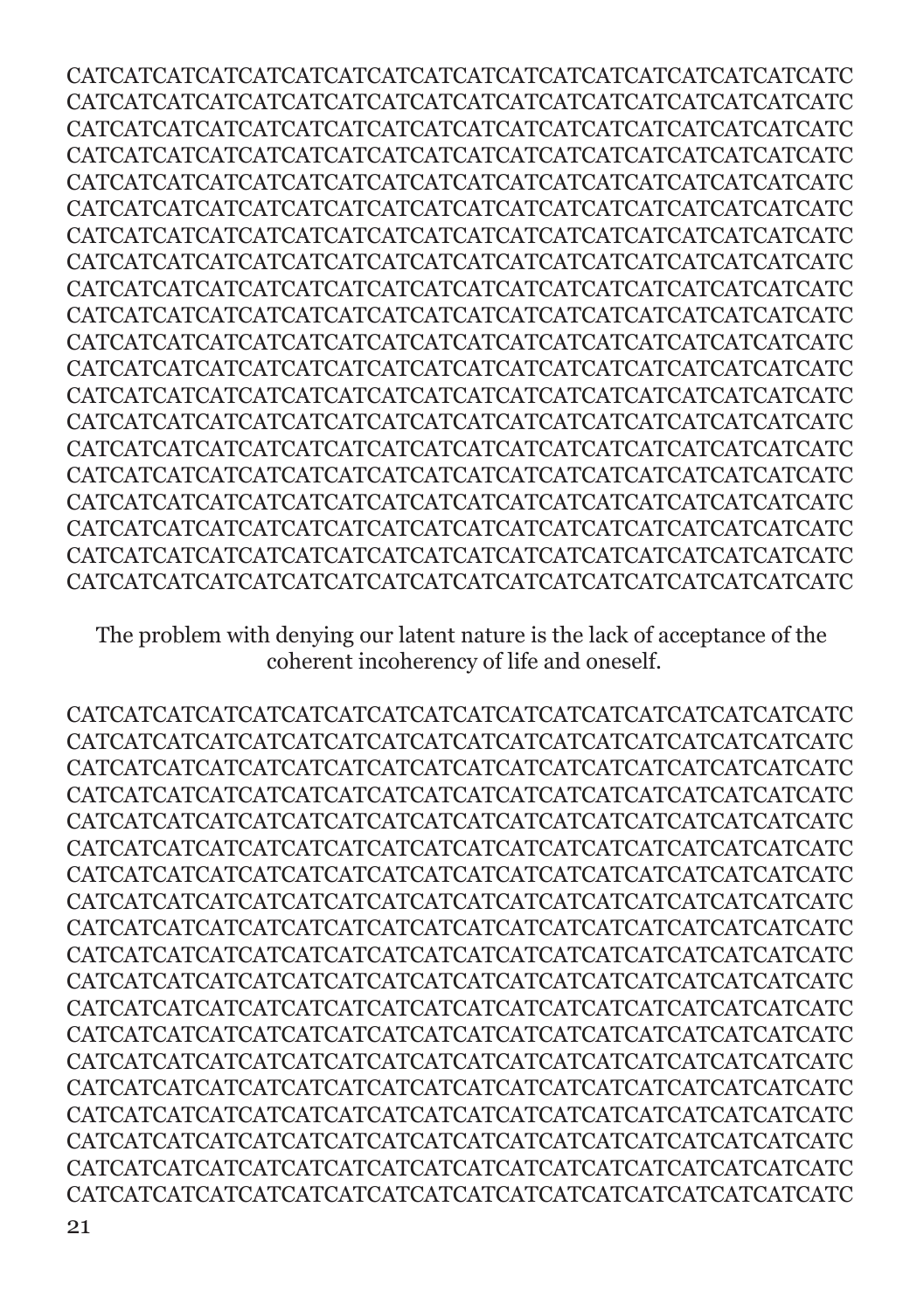CATCATCATCATCATCATCATCATCATCATCATCATCATCATCATCATCATCATC
CATCATCATCATCATCATCATCATCATCATCATCATCATCATCATCATCATCATC
CATCATCATCATCATCATCATCATCATCATCATCATCATCATCATCATCATCATC
CATCATCATCATCATCATCATCATCATCATCATCATCATCATCATCATCATCATC
CATCATCATCATCATCATCATCATCATCATCATCATCATCATCATCATCATCATC
CATCATCATCATCATCATCATCATCATCATCATCATCATCATCATCATCATCATC
CATCATCATCATCATCATCATCATCATCATCATCATCATCATCATCATCATCATC
CATCATCATCATCATCATCATCATCATCATCATCATCATCATCATCATCATCATC
CATCATCATCATCATCATCATCATCATCATCATCATCATCATCATCATCATCATC
CATCATCATCATCATCATCATCATCATCATCATCATCATCATCATCATCATCATC
CATCATCATCATCATCATCATCATCATCATCATCATCATCATCATCATCATCATC
CATCATCATCATCATCATCATCATCATCATCATCATCATCATCATCATCATCATC
CATCATCATCATCATCATCATCATCATCATCATCATCATCATCATCATCATCATC
CATCATCATCATCATCATCATCATCATCATCATCATCATCATCATCATCATCATC
CATCATCATCATCATCATCATCATCATCATCATCATCATCATCATCATCATCATC
CATCATCATCATCATCATCATCATCATCATCATCATCATCATCATCATCATCATC
CATCATCATCATCATCATCATCATCATCATCATCATCATCATCATCATCATCATC
CATCATCATCATCATCATCATCATCATCATCATCATCATCATCATCATCATCATC
CATCATCATCATCATCATCATCATCATCATCATCATCATCATCATCATCATCATC
CATCATCATCATCATCATCATCATCATCATCATCATCATCATCATCATCATCATC

The problem with denying our latent nature is the lack of acceptance of the coherent incoherency of life and oneself.

CATCATCATCATCATCATCATCATCATCATCATCATCATCATCATCATCATCATC
CATCATCATCATCATCATCATCATCATCATCATCATCATCATCATCATCATCATC
CATCATCATCATCATCATCATCATCATCATCATCATCATCATCATCATCATCATC
CATCATCATCATCATCATCATCATCATCATCATCATCATCATCATCATCATCATC
CATCATCATCATCATCATCATCATCATCATCATCATCATCATCATCATCATCATC
CATCATCATCATCATCATCATCATCATCATCATCATCATCATCATCATCATCATC
CATCATCATCATCATCATCATCATCATCATCATCATCATCATCATCATCATCATC
CATCATCATCATCATCATCATCATCATCATCATCATCATCATCATCATCATCATC
CATCATCATCATCATCATCATCATCATCATCATCATCATCATCATCATCATCATC
CATCATCATCATCATCATCATCATCATCATCATCATCATCATCATCATCATCATC
CATCATCATCATCATCATCATCATCATCATCATCATCATCATCATCATCATCATC
CATCATCATCATCATCATCATCATCATCATCATCATCATCATCATCATCATCATC
CATCATCATCATCATCATCATCATCATCATCATCATCATCATCATCATCATCATC
CATCATCATCATCATCATCATCATCATCATCATCATCATCATCATCATCATCATC
CATCATCATCATCATCATCATCATCATCATCATCATCATCATCATCATCATCATC
CATCATCATCATCATCATCATCATCATCATCATCATCATCATCATCATCATCATC
CATCATCATCATCATCATCATCATCATCATCATCATCATCATCATCATCATCATC
CATCATCATCATCATCATCATCATCATCATCATCATCATCATCATCATCATCATC
CATCATCATCATCATCATCATCATCATCATCATCATCATCATCATCATCATCATC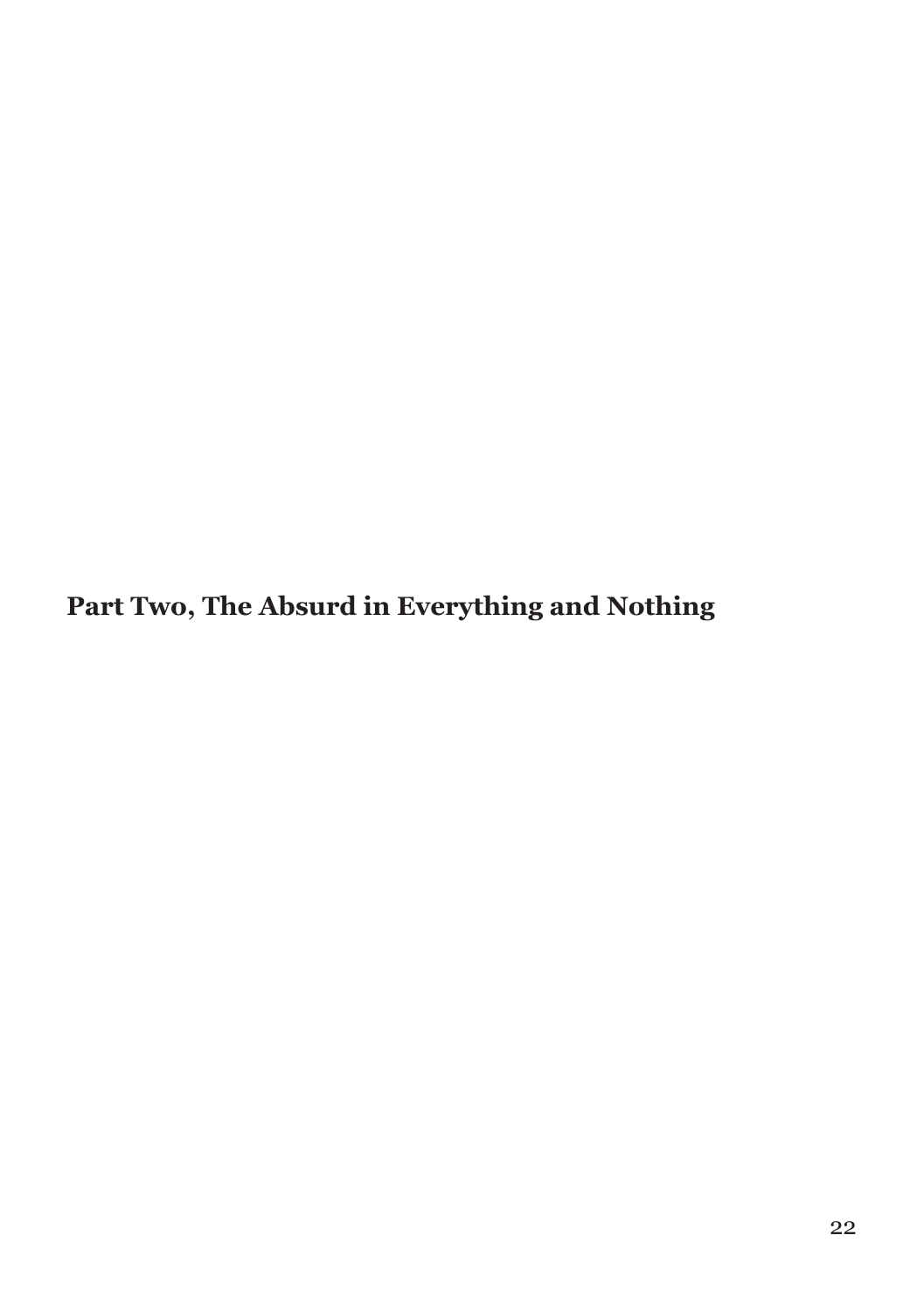## Part Two, The Absurd in Everything and Nothing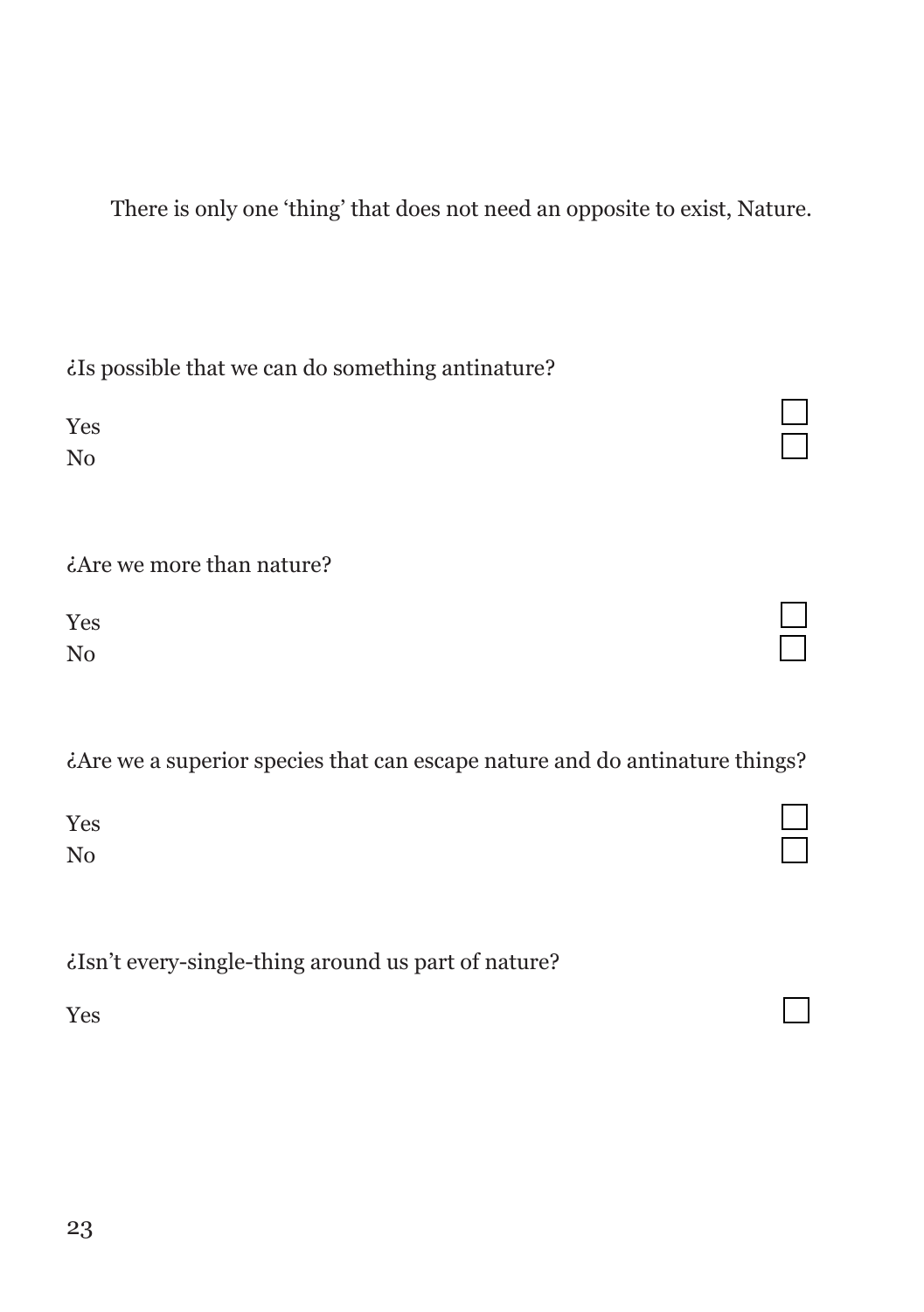There is only one 'thing' that does not need an opposite to exist, Nature.

¿Is possible that we can do something antinature?

Yes ☐
No ☐

¿Are we more than nature?

Yes ☐
No ☐

¿Are we a superior species that can escape nature and do antinature things?

Yes ☐
No ☐

¿Isn't every-single-thing around us part of nature?

Yes ☐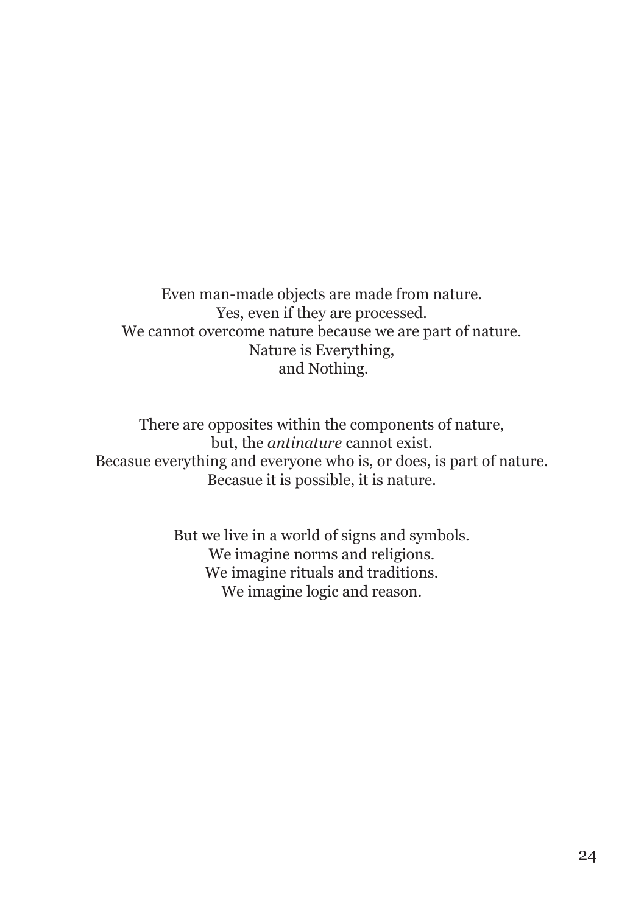Even man-made objects are made from nature.  
Yes, even if they are processed.  
We cannot overcome nature because we are part of nature.  
Nature is Everything,  
and Nothing.

There are opposites within the components of nature,  
but, the *antinature* cannot exist.  
Becasue everything and everyone who is, or does, is part of nature.  
Becasue it is possible, it is nature.

But we live in a world of signs and symbols.  
We imagine norms and religions.  
We imagine rituals and traditions.  
We imagine logic and reason.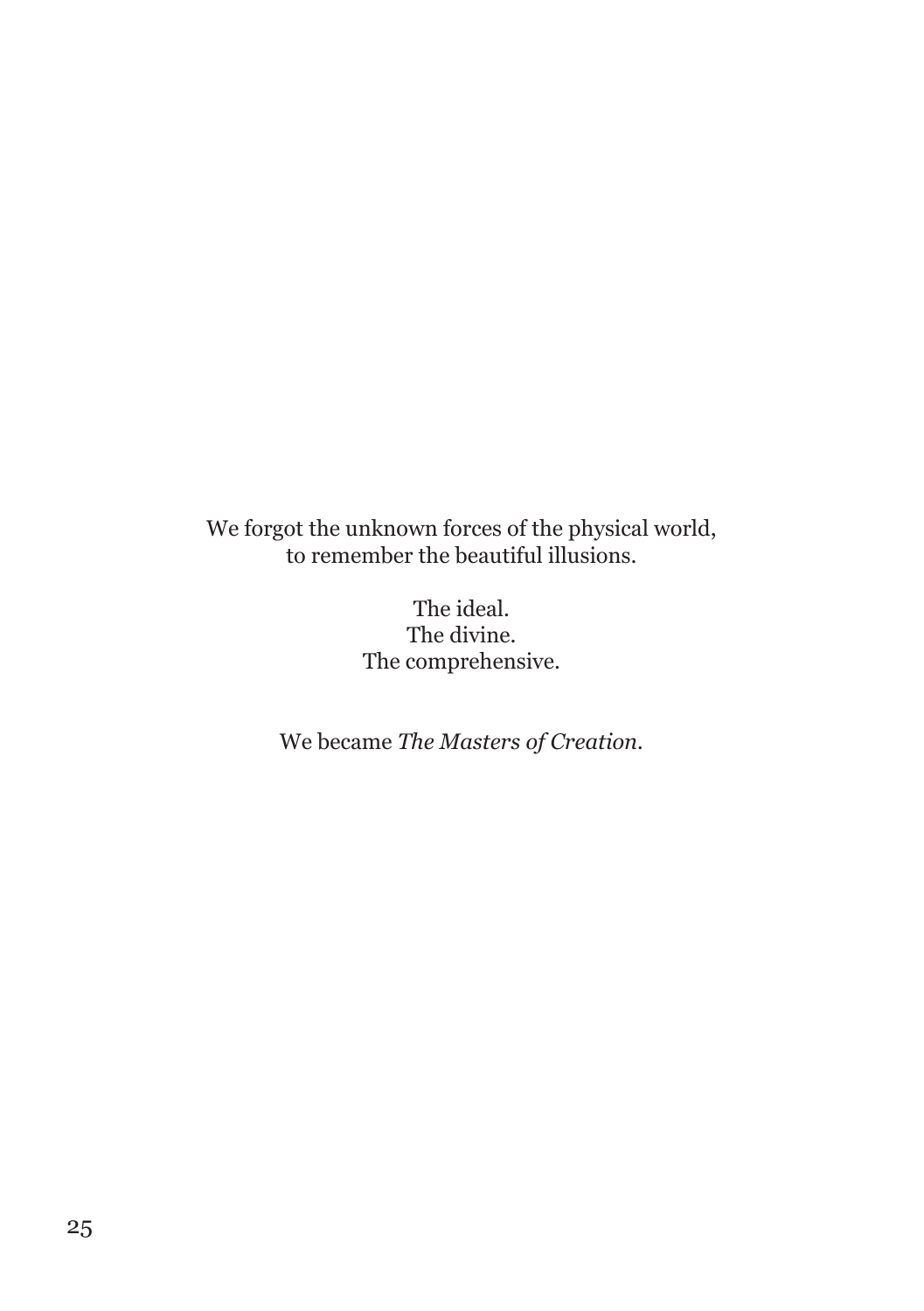We forgot the unknown forces of the physical world,
to remember the beautiful illusions.

The ideal.
The divine.
The comprehensive.

We became *The Masters of Creation*.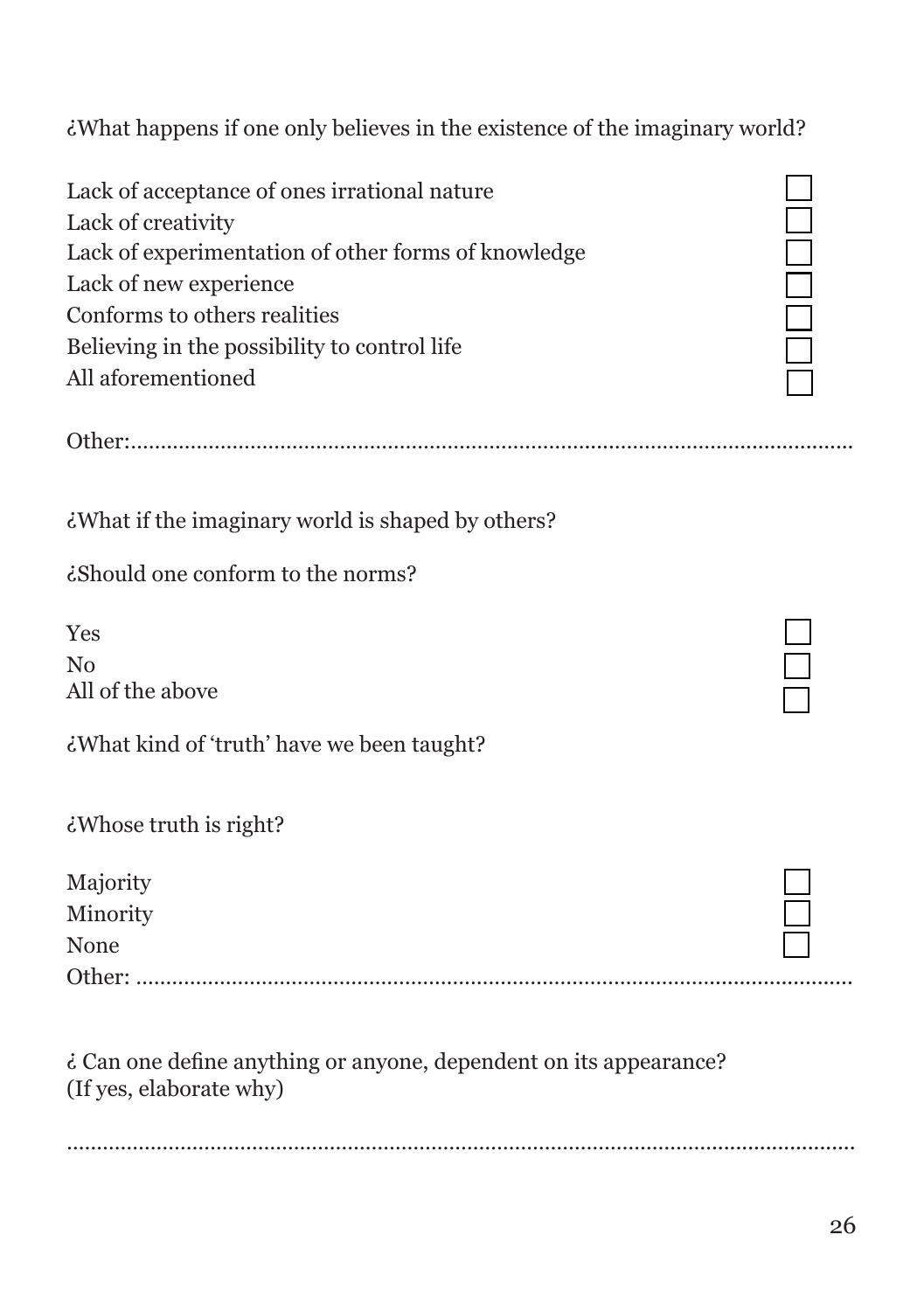¿What happens if one only believes in the existence of the imaginary world?

- Lack of acceptance of ones irrational nature ☐
- Lack of creativity ☐
- Lack of experimentation of other forms of knowledge ☐
- Lack of new experience ☐
- Conforms to others realities ☐
- Believing in the possibility to control life ☐
- All aforementioned ☐

Other:........................................................................................................................

¿What if the imaginary world is shaped by others?

¿Should one conform to the norms?

- Yes ☐
- No ☐
- All of the above ☐

¿What kind of 'truth' have we been taught?

¿Whose truth is right?

- Majority ☐
- Minority ☐
- None ☐

Other: ......................................................................................................................

¿ Can one define anything or anyone, dependent on its appearance?
(If yes, elaborate why)

..................................................................................................................................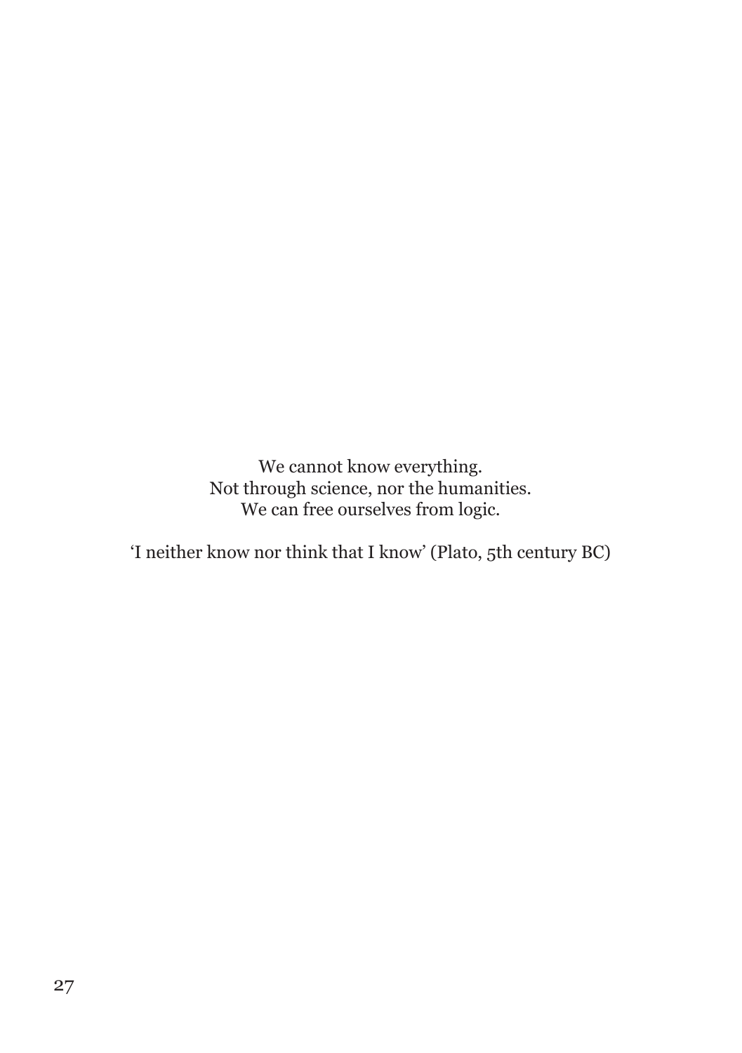We cannot know everything.  
Not through science, nor the humanities.  
We can free ourselves from logic.

‘I neither know nor think that I know’ (Plato, 5th century BC)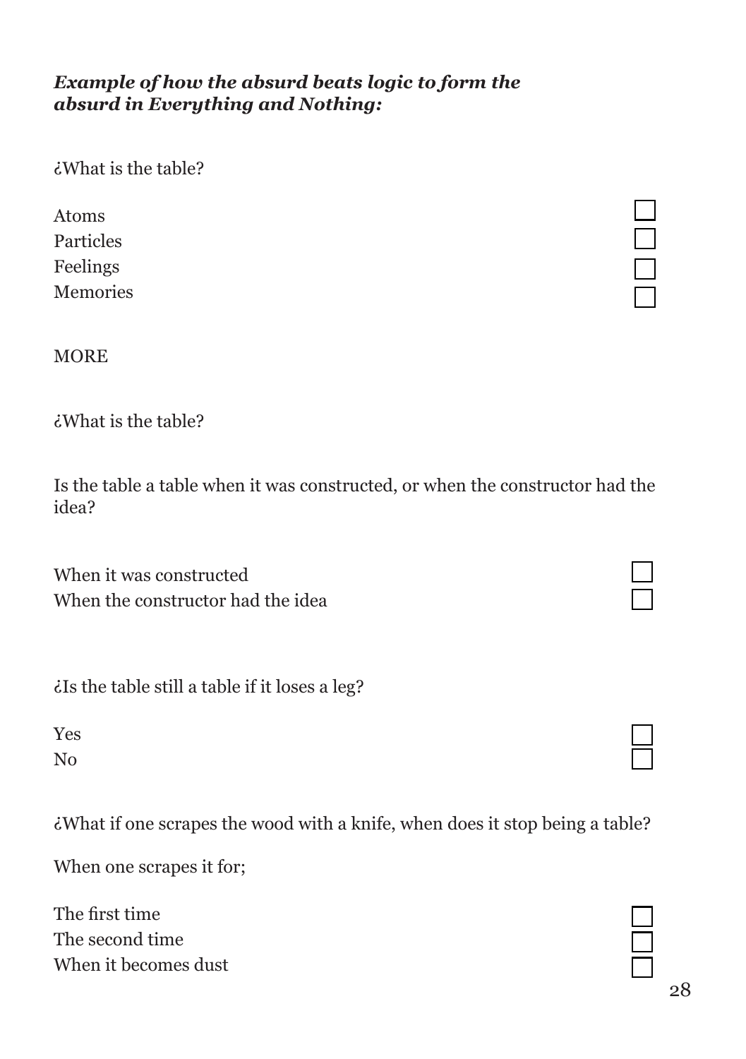***Example of how the absurd beats logic to form the absurd in Everything and Nothing:***

¿What is the table?

Atoms ☐
Particles ☐
Feelings ☐
Memories ☐

MORE

¿What is the table?

Is the table a table when it was constructed, or when the constructor had the idea?

When it was constructed ☐
When the constructor had the idea ☐

¿Is the table still a table if it loses a leg?

Yes ☐
No ☐

¿What if one scrapes the wood with a knife, when does it stop being a table?

When one scrapes it for;

The first time ☐
The second time ☐
When it becomes dust ☐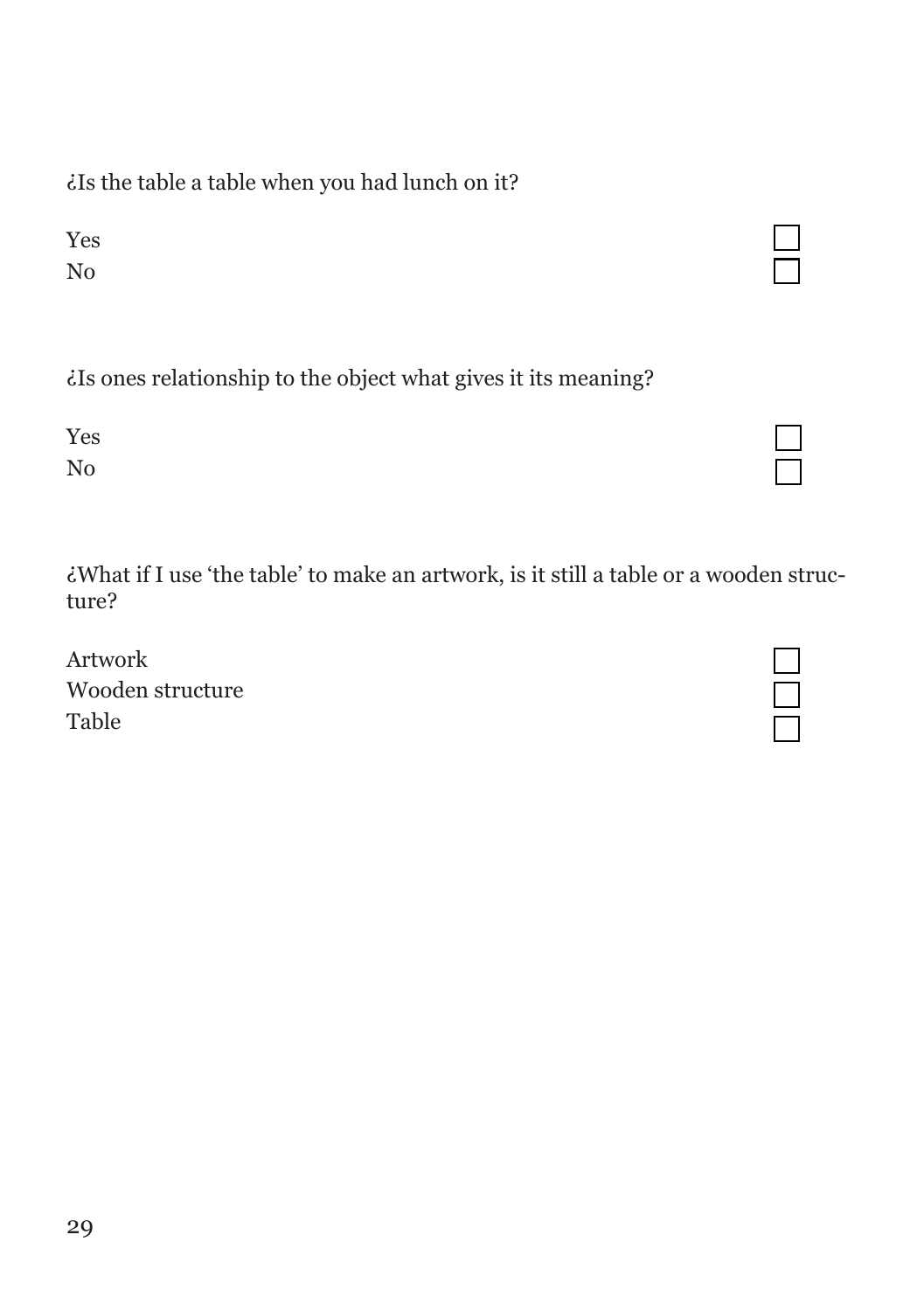¿Is the table a table when you had lunch on it?

Yes ☐
No ☐

¿Is ones relationship to the object what gives it its meaning?

Yes ☐
No ☐

¿What if I use 'the table' to make an artwork, is it still a table or a wooden structure?

Artwork ☐
Wooden structure ☐
Table ☐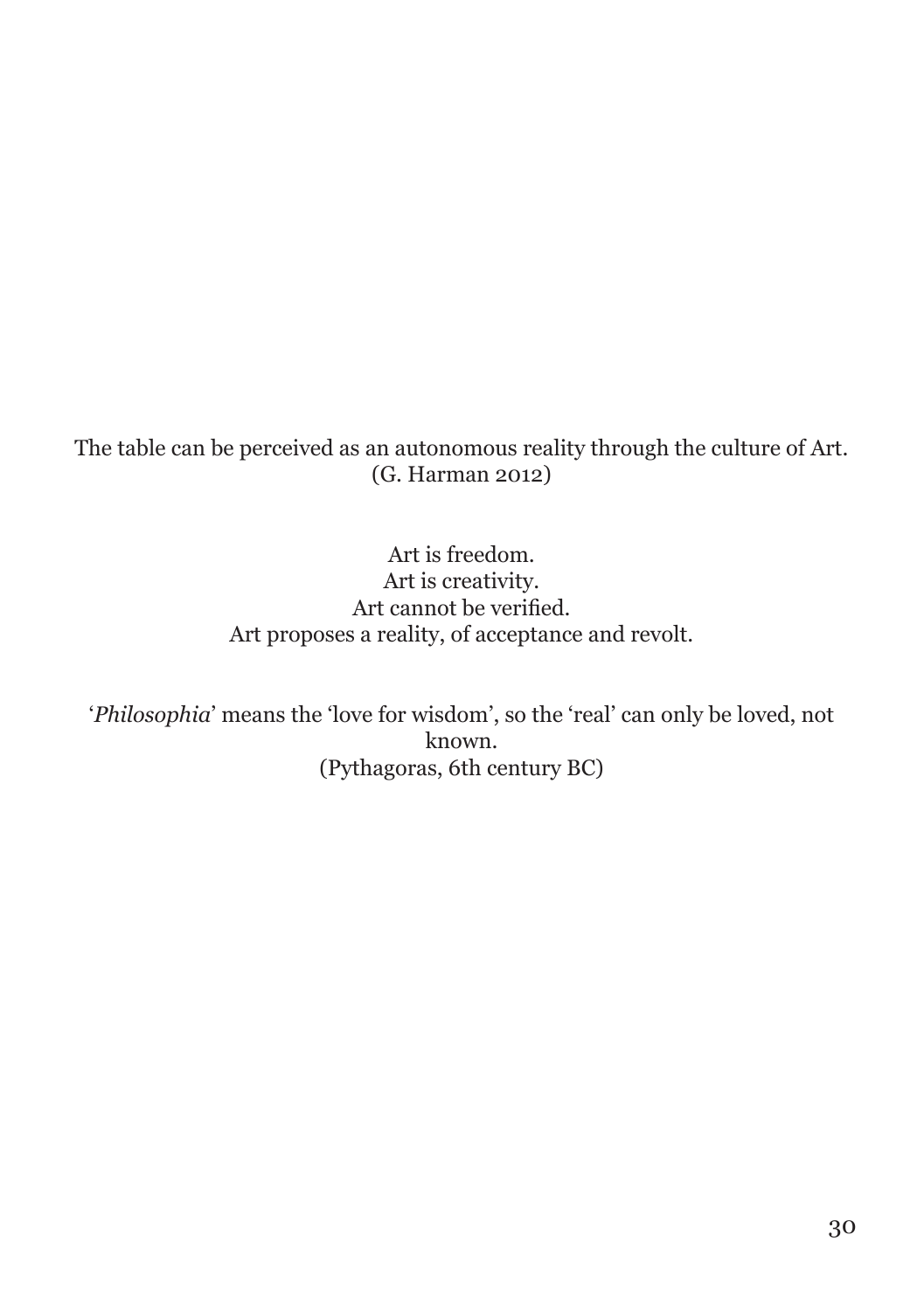The table can be perceived as an autonomous reality through the culture of Art.
(G. Harman 2012)

Art is freedom.
Art is creativity.
Art cannot be verified.
Art proposes a reality, of acceptance and revolt.

'*Philosophia*' means the 'love for wisdom', so the 'real' can only be loved, not known.
(Pythagoras, 6th century BC)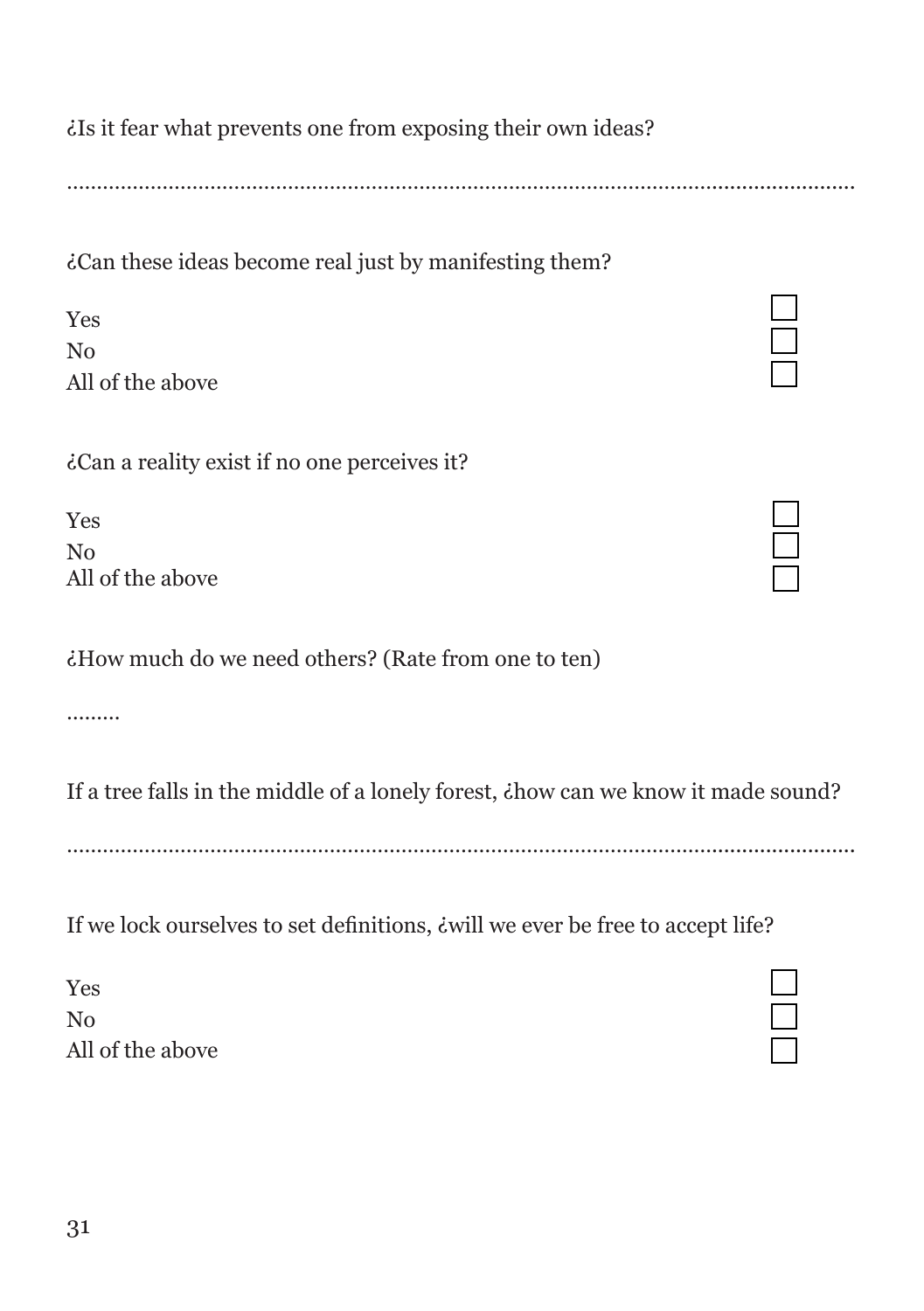¿Is it fear what prevents one from exposing their own ideas?

.......................................................................................................................

¿Can these ideas become real just by manifesting them?

- [ ] Yes
- [ ] No
- [ ] All of the above

¿Can a reality exist if no one perceives it?

- [ ] Yes
- [ ] No
- [ ] All of the above

¿How much do we need others? (Rate from one to ten)

.........

If a tree falls in the middle of a lonely forest, ¿how can we know it made sound?

.......................................................................................................................

If we lock ourselves to set definitions, ¿will we ever be free to accept life?

- [ ] Yes
- [ ] No
- [ ] All of the above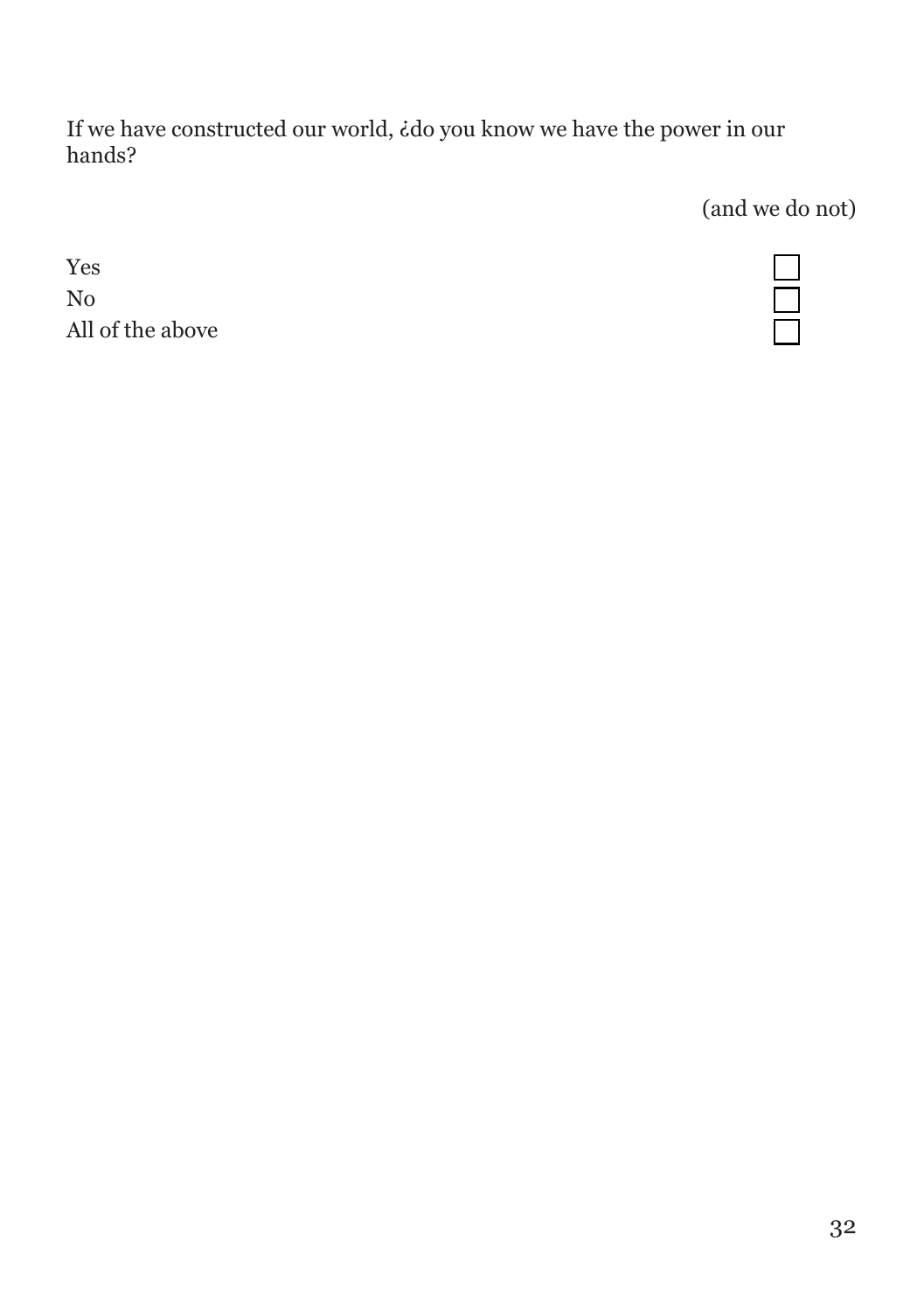If we have constructed our world, ¿do you know we have the power in our hands?

(and we do not)

- Yes ☐
- No ☐
- All of the above ☐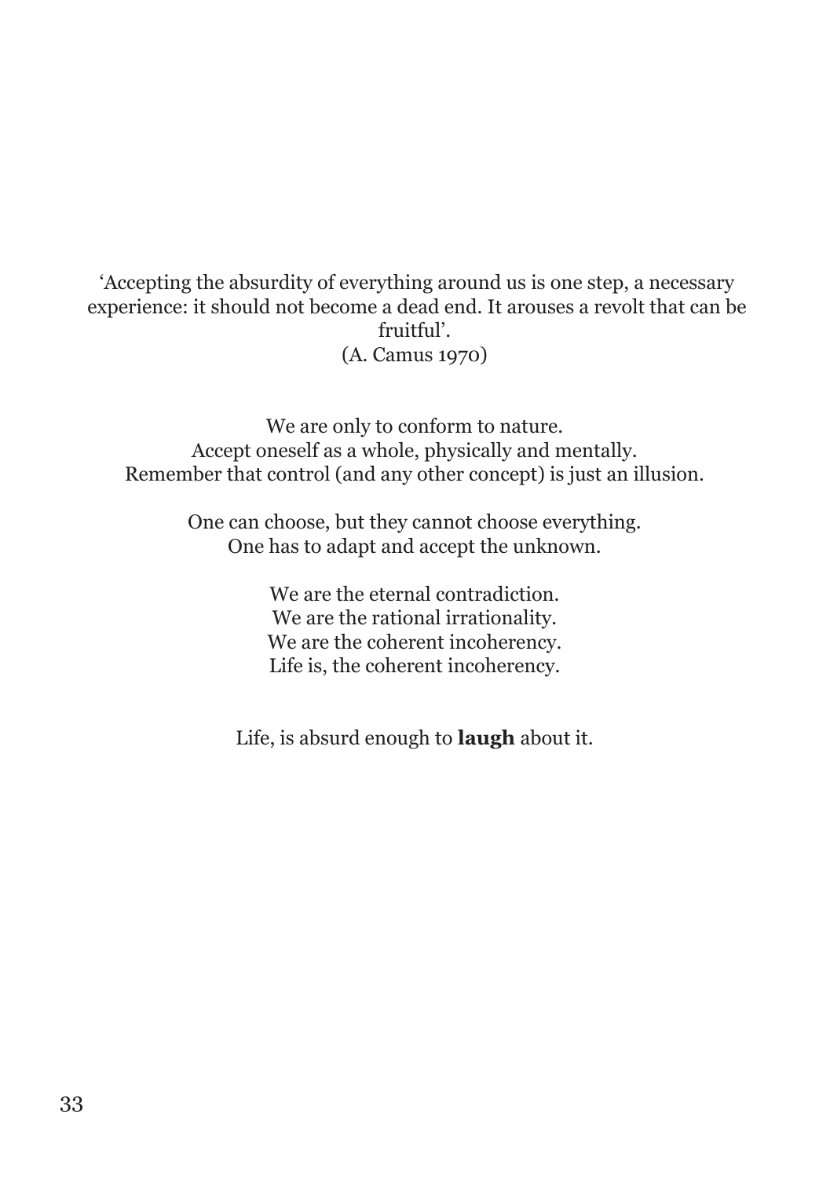'Accepting the absurdity of everything around us is one step, a necessary experience: it should not become a dead end. It arouses a revolt that can be fruitful'.
(A. Camus 1970)

We are only to conform to nature.
Accept oneself as a whole, physically and mentally.
Remember that control (and any other concept) is just an illusion.

One can choose, but they cannot choose everything.
One has to adapt and accept the unknown.

We are the eternal contradiction.
We are the rational irrationality.
We are the coherent incoherency.
Life is, the coherent incoherency.

Life, is absurd enough to **laugh** about it.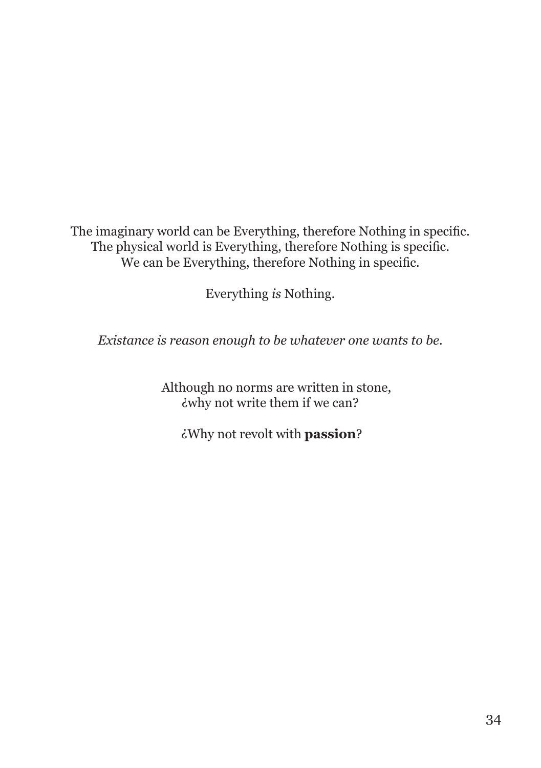The imaginary world can be Everything, therefore Nothing in specific.
The physical world is Everything, therefore Nothing is specific.
We can be Everything, therefore Nothing in specific.

Everything *is* Nothing.

*Existance is reason enough to be whatever one wants to be.*

Although no norms are written in stone,
¿why not write them if we can?

¿Why not revolt with **passion**?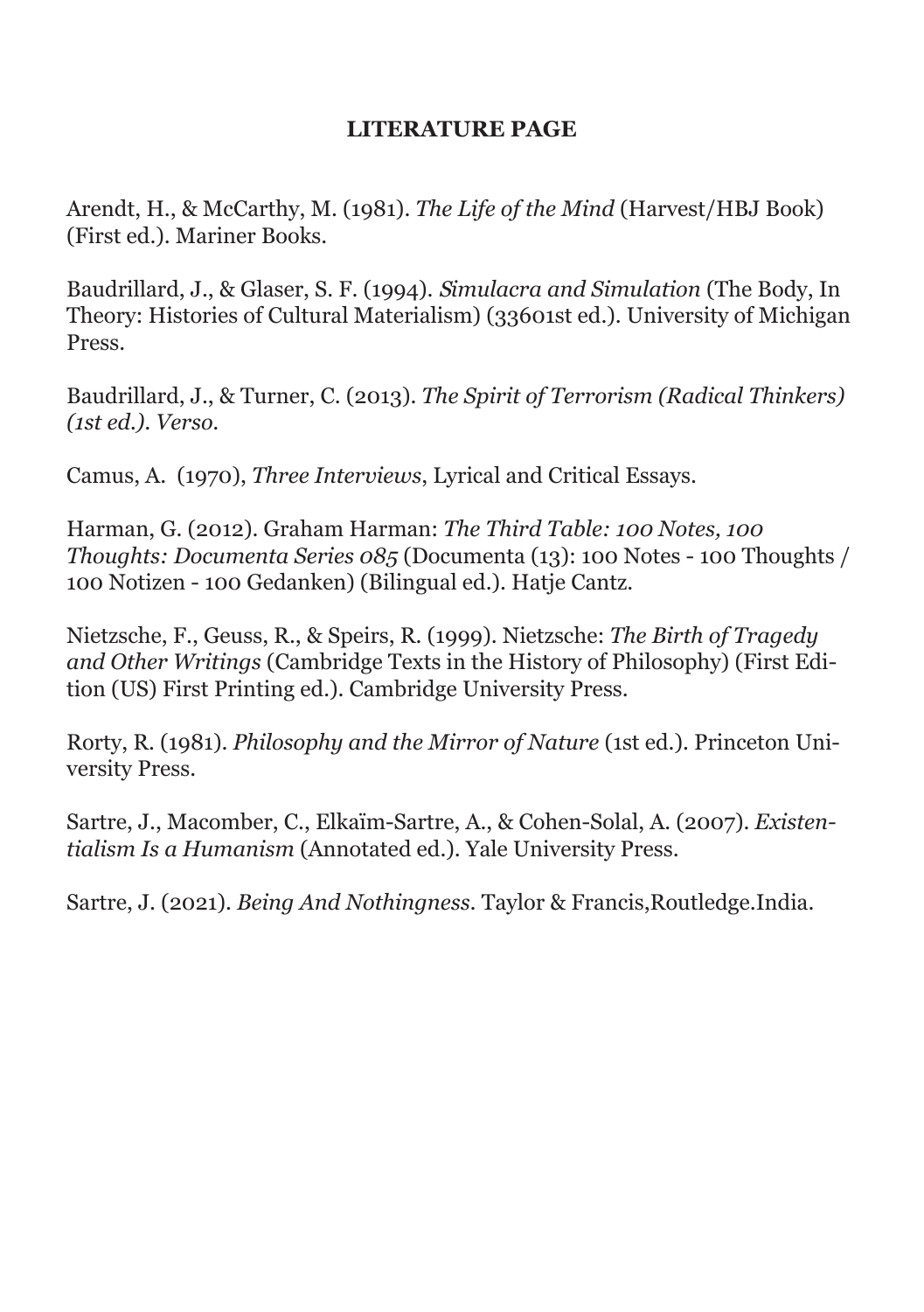**LITERATURE PAGE**

Arendt, H., & McCarthy, M. (1981). *The Life of the Mind* (Harvest/HBJ Book) (First ed.). Mariner Books.

Baudrillard, J., & Glaser, S. F. (1994). *Simulacra and Simulation* (The Body, In Theory: Histories of Cultural Materialism) (33601st ed.). University of Michigan Press.

Baudrillard, J., & Turner, C. (2013). *The Spirit of Terrorism (Radical Thinkers) (1st ed.). Verso.*

Camus, A. (1970), *Three Interviews*, Lyrical and Critical Essays.

Harman, G. (2012). Graham Harman: *The Third Table: 100 Notes, 100 Thoughts: Documenta Series 085* (Documenta (13): 100 Notes - 100 Thoughts / 100 Notizen - 100 Gedanken) (Bilingual ed.). Hatje Cantz.

Nietzsche, F., Geuss, R., & Speirs, R. (1999). Nietzsche: *The Birth of Tragedy and Other Writings* (Cambridge Texts in the History of Philosophy) (First Edition (US) First Printing ed.). Cambridge University Press.

Rorty, R. (1981). *Philosophy and the Mirror of Nature* (1st ed.). Princeton University Press.

Sartre, J., Macomber, C., Elkaïm-Sartre, A., & Cohen-Solal, A. (2007). *Existentialism Is a Humanism* (Annotated ed.). Yale University Press.

Sartre, J. (2021). *Being And Nothingness.* Taylor & Francis,Routledge.India.